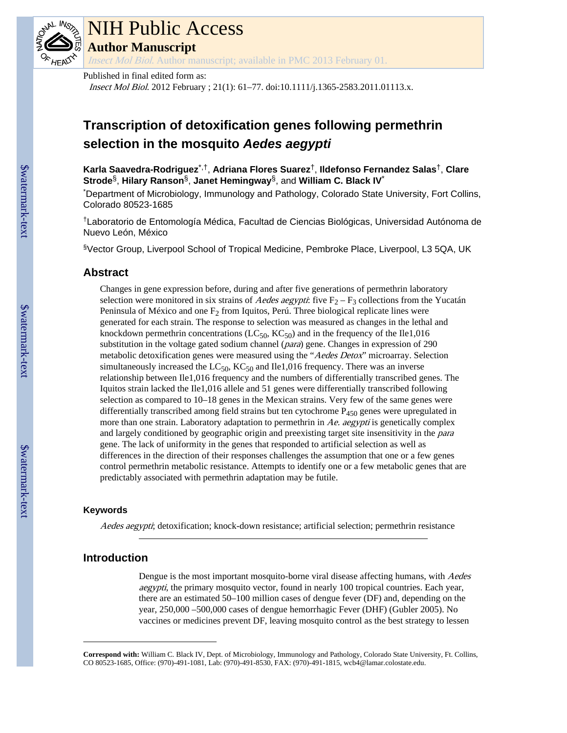# NIH Public Access

## Author Manuscript

*Insect Mol Biol*. Author manuscript; available in PMC 2013 February 01.

Published in final edited form as:

*Insect Mol Biol*. 2012 February ; 21(1): 61–77. doi:10.1111/j.1365-2583.2011.01113.x.

# Transcription of detoxification genes following permethrin selection in the mosquito *Aedes aegypti*

**Karla Saavedra-Rodriguez**[*,†], **Adriana Flores Suarez**[†], **Ildefonso Fernandez Salas**[†], **Clare Strode**[§], **Hilary Ranson**[§], **Janet Hemingway**[§], and **William C. Black IV**[*]

[*]Department of Microbiology, Immunology and Pathology, Colorado State University, Fort Collins, Colorado 80523-1685

[†]Laboratorio de Entomología Médica, Facultad de Ciencias Biológicas, Universidad Autónoma de Nuevo León, México

[§]Vector Group, Liverpool School of Tropical Medicine, Pembroke Place, Liverpool, L3 5QA, UK

## Abstract

Changes in gene expression before, during and after five generations of permethrin laboratory selection were monitored in six strains of *Aedes aegypti*: five $F_2 – F_3$ collections from the Yucatán Peninsula of México and one $F_2$ from Iquitos, Perú. Three biological replicate lines were generated for each strain. The response to selection was measured as changes in the lethal and knockdown permethrin concentrations ($LC_{50}$, $KC_{50}$) and in the frequency of the Ile1,016 substitution in the voltage gated sodium channel (*para*) gene. Changes in expression of 290 metabolic detoxification genes were measured using the "*Aedes Detox*" microarray. Selection simultaneously increased the $LC_{50}$, $KC_{50}$ and Ile1,016 frequency. There was an inverse relationship between Ile1,016 frequency and the numbers of differentially transcribed genes. The Iquitos strain lacked the Ile1,016 allele and 51 genes were differentially transcribed following selection as compared to 10–18 genes in the Mexican strains. Very few of the same genes were differentially transcribed among field strains but ten cytochrome $P_{450}$ genes were upregulated in more than one strain. Laboratory adaptation to permethrin in *Ae. aegypti* is genetically complex and largely conditioned by geographic origin and preexisting target site insensitivity in the *para* gene. The lack of uniformity in the genes that responded to artificial selection as well as differences in the direction of their responses challenges the assumption that one or a few genes control permethrin metabolic resistance. Attempts to identify one or a few metabolic genes that are predictably associated with permethrin adaptation may be futile.

### Keywords

*Aedes aegypti*; detoxification; knock-down resistance; artificial selection; permethrin resistance

## Introduction

Dengue is the most important mosquito-borne viral disease affecting humans, with *Aedes aegypti*, the primary mosquito vector, found in nearly 100 tropical countries. Each year, there are an estimated 50–100 million cases of dengue fever (DF) and, depending on the year, 250,000 –500,000 cases of dengue hemorrhagic Fever (DHF) (Gubler 2005). No vaccines or medicines prevent DF, leaving mosquito control as the best strategy to lessen

---

**Correspond with:** William C. Black IV, Dept. of Microbiology, Immunology and Pathology, Colorado State University, Ft. Collins, CO 80523-1685, Office: (970)-491-1081, Lab: (970)-491-8530, FAX: (970)-491-1815, wcb4@lamar.colostate.edu.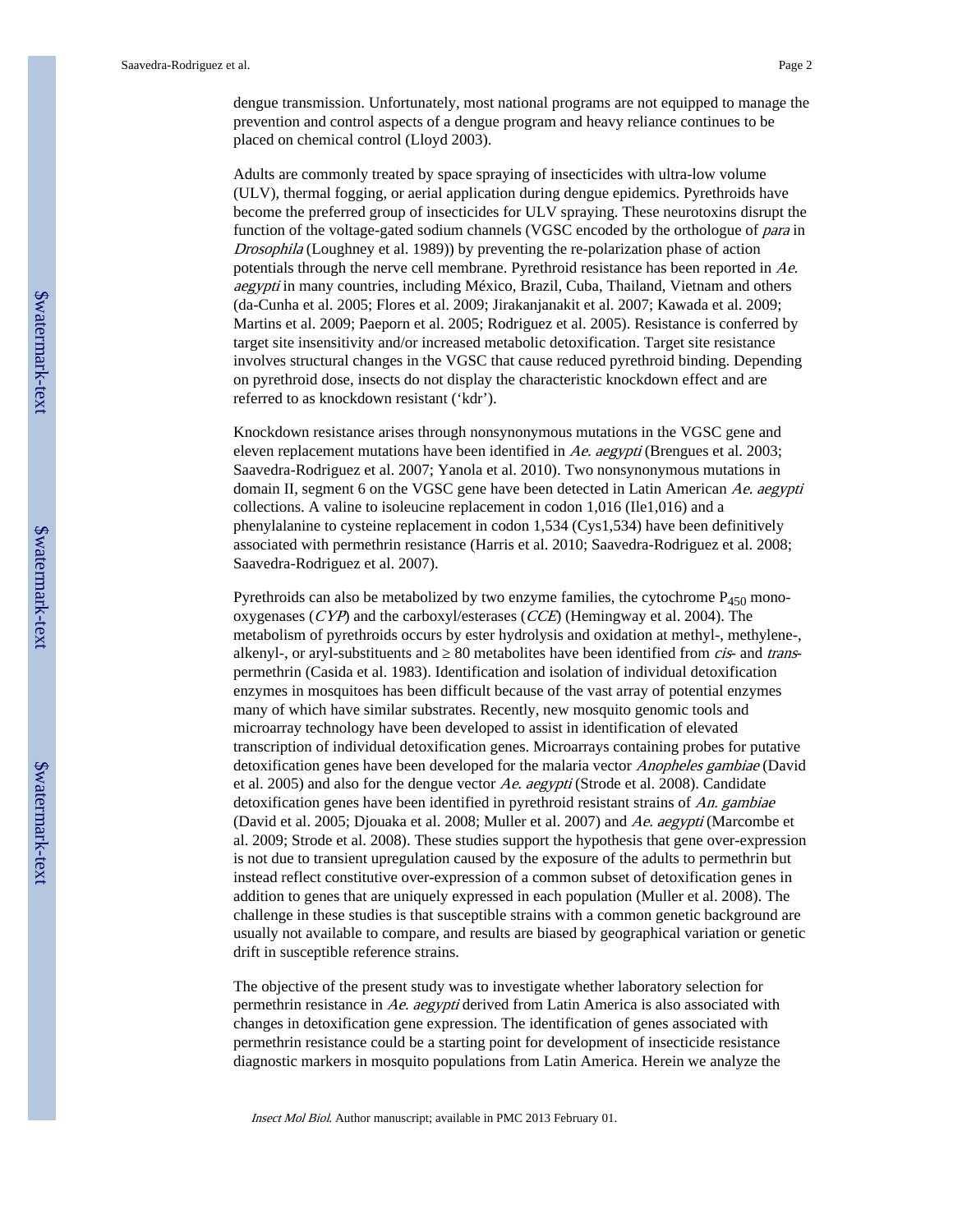dengue transmission. Unfortunately, most national programs are not equipped to manage the prevention and control aspects of a dengue program and heavy reliance continues to be placed on chemical control (Lloyd 2003).

Adults are commonly treated by space spraying of insecticides with ultra-low volume (ULV), thermal fogging, or aerial application during dengue epidemics. Pyrethroids have become the preferred group of insecticides for ULV spraying. These neurotoxins disrupt the function of the voltage-gated sodium channels (VGSC encoded by the orthologue of *para* in *Drosophila* (Loughney et al. 1989)) by preventing the re-polarization phase of action potentials through the nerve cell membrane. Pyrethroid resistance has been reported in *Ae. aegypti* in many countries, including México, Brazil, Cuba, Thailand, Vietnam and others (da-Cunha et al. 2005; Flores et al. 2009; Jirakanjanakit et al. 2007; Kawada et al. 2009; Martins et al. 2009; Paeporn et al. 2005; Rodriguez et al. 2005). Resistance is conferred by target site insensitivity and/or increased metabolic detoxification. Target site resistance involves structural changes in the VGSC that cause reduced pyrethroid binding. Depending on pyrethroid dose, insects do not display the characteristic knockdown effect and are referred to as knockdown resistant ('kdr').

Knockdown resistance arises through nonsynonymous mutations in the VGSC gene and eleven replacement mutations have been identified in *Ae. aegypti* (Brengues et al. 2003; Saavedra-Rodriguez et al. 2007; Yanola et al. 2010). Two nonsynonymous mutations in domain II, segment 6 on the VGSC gene have been detected in Latin American *Ae. aegypti* collections. A valine to isoleucine replacement in codon 1,016 (Ile1,016) and a phenylalanine to cysteine replacement in codon 1,534 (Cys1,534) have been definitively associated with permethrin resistance (Harris et al. 2010; Saavedra-Rodriguez et al. 2008; Saavedra-Rodriguez et al. 2007).

Pyrethroids can also be metabolized by two enzyme families, the cytochrome $P_{450}$ mono-oxygenases (*CYP*) and the carboxyl/esterases (*CCE*) (Hemingway et al. 2004). The metabolism of pyrethroids occurs by ester hydrolysis and oxidation at methyl-, methylene-, alkenyl-, or aryl-substituents and $\geq$ 80 metabolites have been identified from *cis*- and *trans*-permethrin (Casida et al. 1983). Identification and isolation of individual detoxification enzymes in mosquitoes has been difficult because of the vast array of potential enzymes many of which have similar substrates. Recently, new mosquito genomic tools and microarray technology have been developed to assist in identification of elevated transcription of individual detoxification genes. Microarrays containing probes for putative detoxification genes have been developed for the malaria vector *Anopheles gambiae* (David et al. 2005) and also for the dengue vector *Ae. aegypti* (Strode et al. 2008). Candidate detoxification genes have been identified in pyrethroid resistant strains of *An. gambiae* (David et al. 2005; Djouaka et al. 2008; Muller et al. 2007) and *Ae. aegypti* (Marcombe et al. 2009; Strode et al. 2008). These studies support the hypothesis that gene over-expression is not due to transient upregulation caused by the exposure of the adults to permethrin but instead reflect constitutive over-expression of a common subset of detoxification genes in addition to genes that are uniquely expressed in each population (Muller et al. 2008). The challenge in these studies is that susceptible strains with a common genetic background are usually not available to compare, and results are biased by geographical variation or genetic drift in susceptible reference strains.

The objective of the present study was to investigate whether laboratory selection for permethrin resistance in *Ae. aegypti* derived from Latin America is also associated with changes in detoxification gene expression. The identification of genes associated with permethrin resistance could be a starting point for development of insecticide resistance diagnostic markers in mosquito populations from Latin America. Herein we analyze the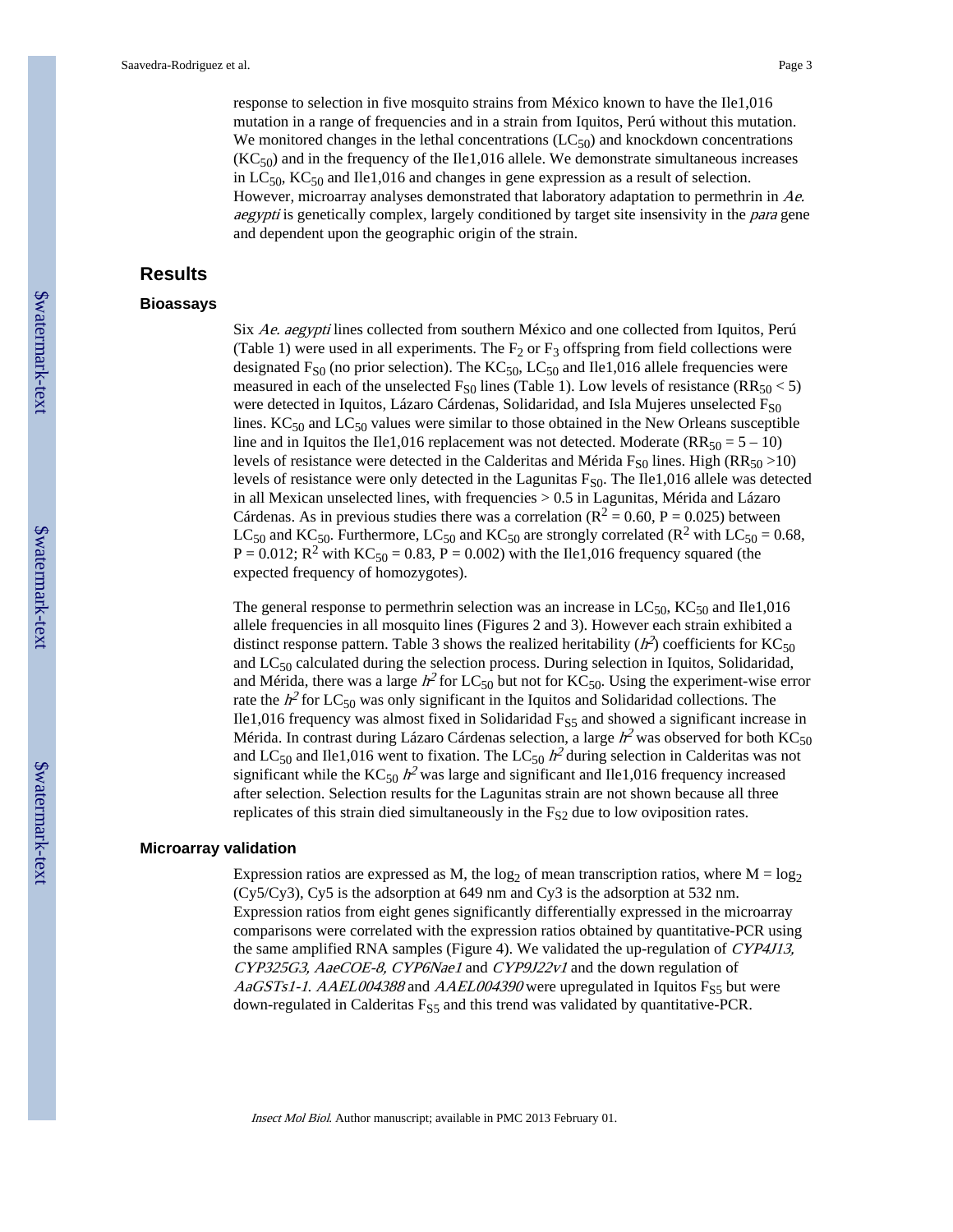response to selection in five mosquito strains from México known to have the Ile1,016 mutation in a range of frequencies and in a strain from Iquitos, Perú without this mutation. We monitored changes in the lethal concentrations ($LC_{50}$) and knockdown concentrations ($KC_{50}$) and in the frequency of the Ile1,016 allele. We demonstrate simultaneous increases in $LC_{50}$, $KC_{50}$ and Ile1,016 and changes in gene expression as a result of selection. However, microarray analyses demonstrated that laboratory adaptation to permethrin in *Ae. aegypti* is genetically complex, largely conditioned by target site insensitivity in the *para* gene and dependent upon the geographic origin of the strain.

## Results

### Bioassays

Six *Ae. aegypti* lines collected from southern México and one collected from Iquitos, Perú (Table 1) were used in all experiments. The $F_2$ or $F_3$ offspring from field collections were designated $F_{S0}$ (no prior selection). The $KC_{50}$, $LC_{50}$ and Ile1,016 allele frequencies were measured in each of the unselected $F_{S0}$ lines (Table 1). Low levels of resistance ($RR_{50} < 5$) were detected in Iquitos, Lázaro Cárdenas, Solidaridad, and Isla Mujeres unselected $F_{S0}$ lines. $KC_{50}$ and $LC_{50}$ values were similar to those obtained in the New Orleans susceptible line and in Iquitos the Ile1,016 replacement was not detected. Moderate ($RR_{50} = 5 – 10$) levels of resistance were detected in the Calderitas and Mérida $F_{S0}$ lines. High ($RR_{50} > 10$) levels of resistance were only detected in the Lagunitas $F_{S0}$. The Ile1,016 allele was detected in all Mexican unselected lines, with frequencies > 0.5 in Lagunitas, Mérida and Lázaro Cárdenas. As in previous studies there was a correlation ($R^2 = 0.60$, $P = 0.025$) between $LC_{50}$ and $KC_{50}$. Furthermore, $LC_{50}$ and $KC_{50}$ are strongly correlated ($R^2$ with $LC_{50} = 0.68$, $P = 0.012$; $R^2$ with $KC_{50} = 0.83$, $P = 0.002$) with the Ile1,016 frequency squared (the expected frequency of homozygotes).

The general response to permethrin selection was an increase in $LC_{50}$, $KC_{50}$ and Ile1,016 allele frequencies in all mosquito lines (Figures 2 and 3). However each strain exhibited a distinct response pattern. Table 3 shows the realized heritability ($h^2$) coefficients for $KC_{50}$ and $LC_{50}$ calculated during the selection process. During selection in Iquitos, Solidaridad, and Mérida, there was a large $h^2$ for $LC_{50}$ but not for $KC_{50}$. Using the experiment-wise error rate the $h^2$ for $LC_{50}$ was only significant in the Iquitos and Solidaridad collections. The Ile1,016 frequency was almost fixed in Solidaridad $F_{S5}$ and showed a significant increase in Mérida. In contrast during Lázaro Cárdenas selection, a large $h^2$ was observed for both $KC_{50}$ and $LC_{50}$ and Ile1,016 went to fixation. The $LC_{50}$ $h^2$ during selection in Calderitas was not significant while the $KC_{50}$ $h^2$ was large and significant and Ile1,016 frequency increased after selection. Selection results for the Lagunitas strain are not shown because all three replicates of this strain died simultaneously in the $F_{S2}$ due to low oviposition rates.

### Microarray validation

Expression ratios are expressed as M, the $\log_2$ of mean transcription ratios, where $M = \log_2 (Cy5/Cy3)$, Cy5 is the adsorption at 649 nm and Cy3 is the adsorption at 532 nm. Expression ratios from eight genes significantly differentially expressed in the microarray comparisons were correlated with the expression ratios obtained by quantitative-PCR using the same amplified RNA samples (Figure 4). We validated the up-regulation of *CYP4J13, CYP325G3, AaeCOE-8, CYP6Nae1* and *CYP9J22v1* and the down regulation of *AaGSTs1-1*. *AAEL004388* and *AAEL004390* were upregulated in Iquitos $F_{S5}$ but were down-regulated in Calderitas $F_{S5}$ and this trend was validated by quantitative-PCR.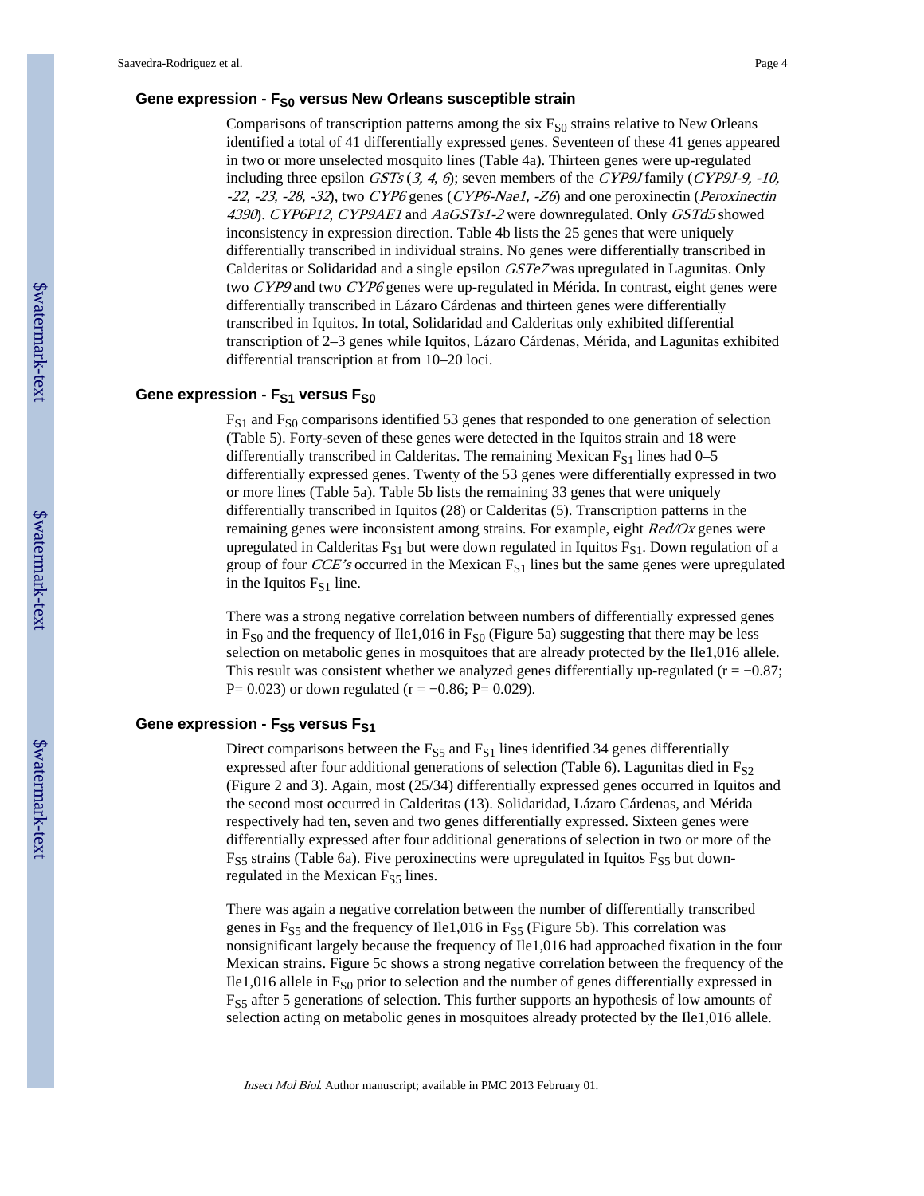### Gene expression - $F_{S0}$ versus New Orleans susceptible strain

Comparisons of transcription patterns among the six $F_{S0}$ strains relative to New Orleans identified a total of 41 differentially expressed genes. Seventeen of these 41 genes appeared in two or more unselected mosquito lines (Table 4a). Thirteen genes were up-regulated including three epsilon *GSTs* (*3, 4, 6*); seven members of the *CYP9J* family (*CYP9J-9, -10, -22, -23, -28, -32*), two *CYP6* genes (*CYP6-Nae1, -Z6*) and one peroxinectin (*Peroxinectin 4390*). *CYP6P12*, *CYP9AE1* and *AaGSTs1-2* were downregulated. Only *GSTd5* showed inconsistency in expression direction. Table 4b lists the 25 genes that were uniquely differentially transcribed in individual strains. No genes were differentially transcribed in Calderitas or Solidaridad and a single epsilon *GSTe7* was upregulated in Lagunitas. Only two *CYP9* and two *CYP6* genes were up-regulated in Mérida. In contrast, eight genes were differentially transcribed in Lázaro Cárdenas and thirteen genes were differentially transcribed in Iquitos. In total, Solidaridad and Calderitas only exhibited differential transcription of 2–3 genes while Iquitos, Lázaro Cárdenas, Mérida, and Lagunitas exhibited differential transcription at from 10–20 loci.

### Gene expression - $F_{S1}$ versus $F_{S0}$

$F_{S1}$ and $F_{S0}$ comparisons identified 53 genes that responded to one generation of selection (Table 5). Forty-seven of these genes were detected in the Iquitos strain and 18 were differentially transcribed in Calderitas. The remaining Mexican $F_{S1}$ lines had 0–5 differentially expressed genes. Twenty of the 53 genes were differentially expressed in two or more lines (Table 5a). Table 5b lists the remaining 33 genes that were uniquely differentially transcribed in Iquitos (28) or Calderitas (5). Transcription patterns in the remaining genes were inconsistent among strains. For example, eight *Red/Ox* genes were upregulated in Calderitas $F_{S1}$ but were down regulated in Iquitos $F_{S1}$. Down regulation of a group of four *CCE's* occurred in the Mexican $F_{S1}$ lines but the same genes were upregulated in the Iquitos $F_{S1}$ line.

There was a strong negative correlation between numbers of differentially expressed genes in $F_{S0}$ and the frequency of Ile1,016 in $F_{S0}$ (Figure 5a) suggesting that there may be less selection on metabolic genes in mosquitoes that are already protected by the Ile1,016 allele. This result was consistent whether we analyzed genes differentially up-regulated ($r = -0.87$; $P= 0.023$) or down regulated ($r = -0.86$; $P= 0.029$).

### Gene expression - $F_{S5}$ versus $F_{S1}$

Direct comparisons between the $F_{S5}$ and $F_{S1}$ lines identified 34 genes differentially expressed after four additional generations of selection (Table 6). Lagunitas died in $F_{S2}$ (Figure 2 and 3). Again, most (25/34) differentially expressed genes occurred in Iquitos and the second most occurred in Calderitas (13). Solidaridad, Lázaro Cárdenas, and Mérida respectively had ten, seven and two genes differentially expressed. Sixteen genes were differentially expressed after four additional generations of selection in two or more of the $F_{S5}$ strains (Table 6a). Five peroxinectins were upregulated in Iquitos $F_{S5}$ but down-regulated in the Mexican $F_{S5}$ lines.

There was again a negative correlation between the number of differentially transcribed genes in $F_{S5}$ and the frequency of Ile1,016 in $F_{S5}$ (Figure 5b). This correlation was nonsignificant largely because the frequency of Ile1,016 had approached fixation in the four Mexican strains. Figure 5c shows a strong negative correlation between the frequency of the Ile1,016 allele in $F_{S0}$ prior to selection and the number of genes differentially expressed in $F_{S5}$ after 5 generations of selection. This further supports an hypothesis of low amounts of selection acting on metabolic genes in mosquitoes already protected by the Ile1,016 allele.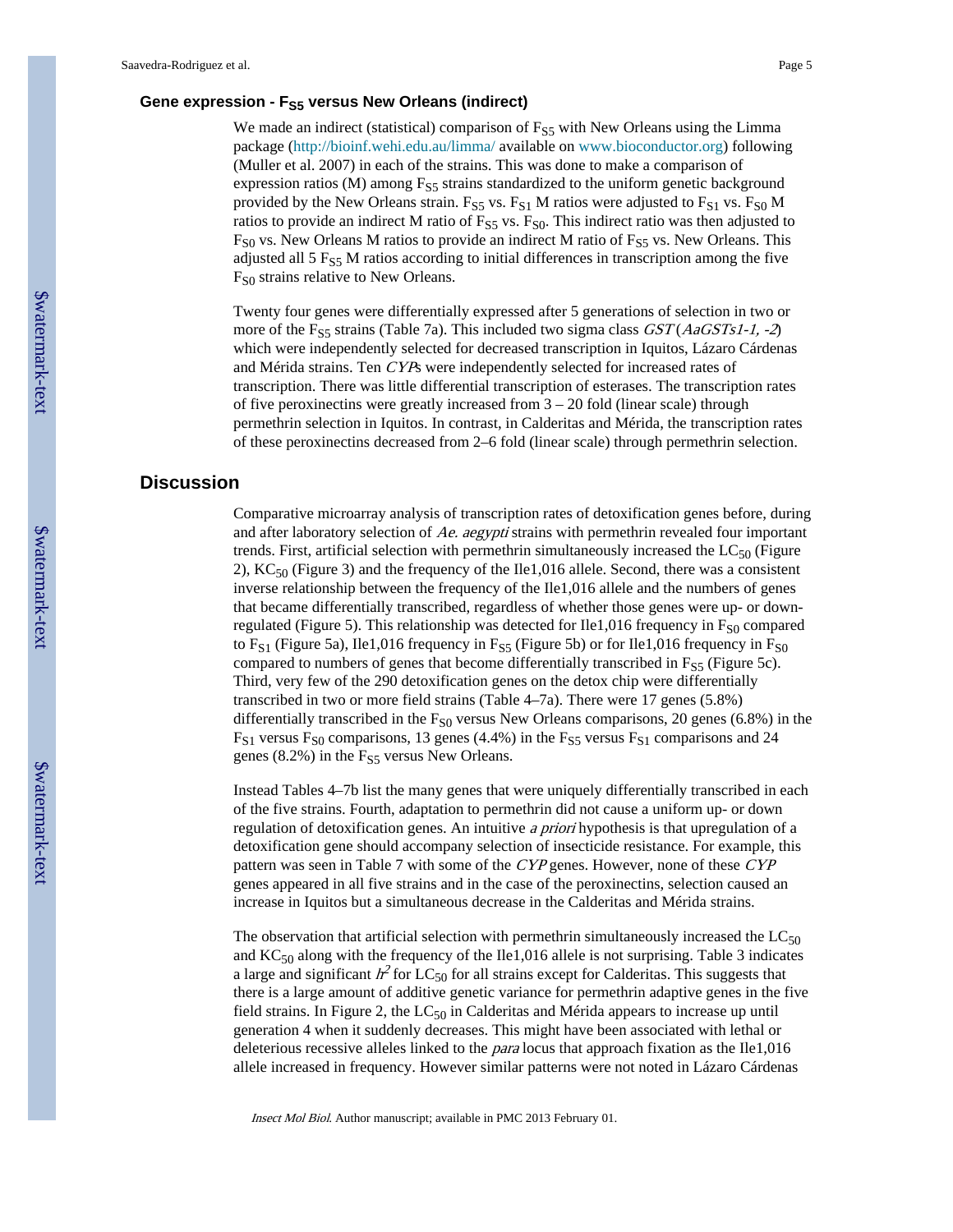### Gene expression - $F_{S5}$ versus New Orleans (indirect)

We made an indirect (statistical) comparison of $F_{S5}$ with New Orleans using the Limma package (http://bioinf.wehi.edu.au/limma/ available on www.bioconductor.org) following (Muller et al. 2007) in each of the strains. This was done to make a comparison of expression ratios (M) among $F_{S5}$ strains standardized to the uniform genetic background provided by the New Orleans strain. $F_{S5}$ vs. $F_{S1}$ M ratios were adjusted to $F_{S1}$ vs. $F_{S0}$ M ratios to provide an indirect M ratio of $F_{S5}$ vs. $F_{S0}$. This indirect ratio was then adjusted to $F_{S0}$ vs. New Orleans M ratios to provide an indirect M ratio of $F_{S5}$ vs. New Orleans. This adjusted all 5 $F_{S5}$ M ratios according to initial differences in transcription among the five $F_{S0}$ strains relative to New Orleans.

Twenty four genes were differentially expressed after 5 generations of selection in two or more of the $F_{S5}$ strains (Table 7a). This included two sigma class *GST* (*AaGSTs1-1, -2*) which were independently selected for decreased transcription in Iquitos, Lázaro Cárdenas and Mérida strains. Ten *CYP*s were independently selected for increased rates of transcription. There was little differential transcription of esterases. The transcription rates of five peroxinectins were greatly increased from 3 – 20 fold (linear scale) through permethrin selection in Iquitos. In contrast, in Calderitas and Mérida, the transcription rates of these peroxinectins decreased from 2–6 fold (linear scale) through permethrin selection.

## Discussion

Comparative microarray analysis of transcription rates of detoxification genes before, during and after laboratory selection of *Ae. aegypti* strains with permethrin revealed four important trends. First, artificial selection with permethrin simultaneously increased the $LC_{50}$ (Figure 2), $KC_{50}$ (Figure 3) and the frequency of the Ile1,016 allele. Second, there was a consistent inverse relationship between the frequency of the Ile1,016 allele and the numbers of genes that became differentially transcribed, regardless of whether those genes were up- or down-regulated (Figure 5). This relationship was detected for Ile1,016 frequency in $F_{S0}$ compared to $F_{S1}$ (Figure 5a), Ile1,016 frequency in $F_{S5}$ (Figure 5b) or for Ile1,016 frequency in $F_{S0}$ compared to numbers of genes that become differentially transcribed in $F_{S5}$ (Figure 5c). Third, very few of the 290 detoxification genes on the detox chip were differentially transcribed in two or more field strains (Table 4–7a). There were 17 genes (5.8%) differentially transcribed in the $F_{S0}$ versus New Orleans comparisons, 20 genes (6.8%) in the $F_{S1}$ versus $F_{S0}$ comparisons, 13 genes (4.4%) in the $F_{S5}$ versus $F_{S1}$ comparisons and 24 genes (8.2%) in the $F_{S5}$ versus New Orleans.

Instead Tables 4–7b list the many genes that were uniquely differentially transcribed in each of the five strains. Fourth, adaptation to permethrin did not cause a uniform up- or down regulation of detoxification genes. An intuitive *a priori* hypothesis is that upregulation of a detoxification gene should accompany selection of insecticide resistance. For example, this pattern was seen in Table 7 with some of the *CYP* genes. However, none of these *CYP* genes appeared in all five strains and in the case of the peroxinectins, selection caused an increase in Iquitos but a simultaneous decrease in the Calderitas and Mérida strains.

The observation that artificial selection with permethrin simultaneously increased the $LC_{50}$ and $KC_{50}$ along with the frequency of the Ile1,016 allele is not surprising. Table 3 indicates a large and significant $h^2$ for $LC_{50}$ for all strains except for Calderitas. This suggests that there is a large amount of additive genetic variance for permethrin adaptive genes in the five field strains. In Figure 2, the $LC_{50}$ in Calderitas and Mérida appears to increase up until generation 4 when it suddenly decreases. This might have been associated with lethal or deleterious recessive alleles linked to the *para* locus that approach fixation as the Ile1,016 allele increased in frequency. However similar patterns were not noted in Lázaro Cárdenas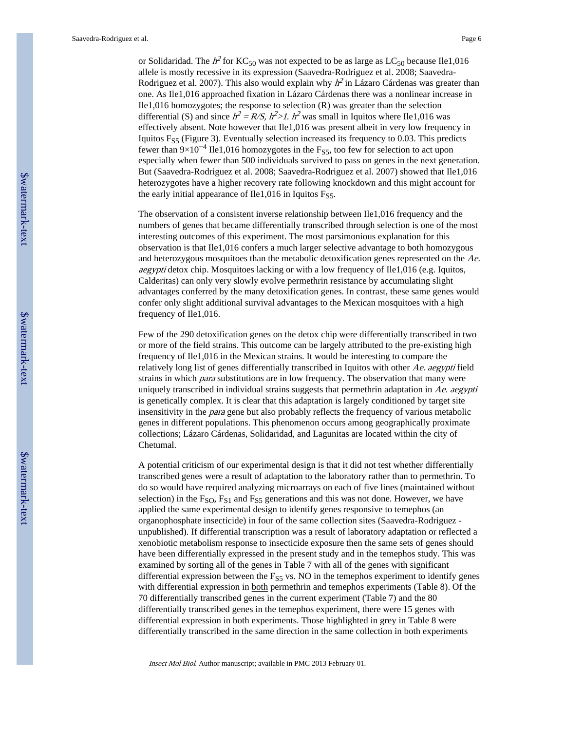or Solidaridad. The $h^2$ for $KC_{50}$ was not expected to be as large as $LC_{50}$ because Ile1,016 allele is mostly recessive in its expression (Saavedra-Rodriguez et al. 2008; Saavedra-Rodriguez et al. 2007). This also would explain why $h^2$ in Lázaro Cárdenas was greater than one. As Ile1,016 approached fixation in Lázaro Cárdenas there was a nonlinear increase in Ile1,016 homozygotes; the response to selection (R) was greater than the selection differential (S) and since $h^2 = R/S$, $h^2 > 1$. $h^2$ was small in Iquitos where Ile1,016 was effectively absent. Note however that Ile1,016 was present albeit in very low frequency in Iquitos $F_{S5}$ (Figure 3). Eventually selection increased its frequency to 0.03. This predicts fewer than $9\times10^{-4}$ Ile1,016 homozygotes in the $F_{S5}$, too few for selection to act upon especially when fewer than 500 individuals survived to pass on genes in the next generation. But (Saavedra-Rodriguez et al. 2008; Saavedra-Rodriguez et al. 2007) showed that Ile1,016 heterozygotes have a higher recovery rate following knockdown and this might account for the early initial appearance of Ile1,016 in Iquitos $F_{S5}$.

The observation of a consistent inverse relationship between Ile1,016 frequency and the numbers of genes that became differentially transcribed through selection is one of the most interesting outcomes of this experiment. The most parsimonious explanation for this observation is that Ile1,016 confers a much larger selective advantage to both homozygous and heterozygous mosquitoes than the metabolic detoxification genes represented on the *Ae. aegypti* detox chip. Mosquitoes lacking or with a low frequency of Ile1,016 (e.g. Iquitos, Calderitas) can only very slowly evolve permethrin resistance by accumulating slight advantages conferred by the many detoxification genes. In contrast, these same genes would confer only slight additional survival advantages to the Mexican mosquitoes with a high frequency of Ile1,016.

Few of the 290 detoxification genes on the detox chip were differentially transcribed in two or more of the field strains. This outcome can be largely attributed to the pre-existing high frequency of Ile1,016 in the Mexican strains. It would be interesting to compare the relatively long list of genes differentially transcribed in Iquitos with other *Ae. aegypti* field strains in which *para* substitutions are in low frequency. The observation that many were uniquely transcribed in individual strains suggests that permethrin adaptation in *Ae. aegypti* is genetically complex. It is clear that this adaptation is largely conditioned by target site insensitivity in the *para* gene but also probably reflects the frequency of various metabolic genes in different populations. This phenomenon occurs among geographically proximate collections; Lázaro Cárdenas, Solidaridad, and Lagunitas are located within the city of Chetumal.

A potential criticism of our experimental design is that it did not test whether differentially transcribed genes were a result of adaptation to the laboratory rather than to permethrin. To do so would have required analyzing microarrays on each of five lines (maintained without selection) in the $F_{SO}$, $F_{S1}$ and $F_{S5}$ generations and this was not done. However, we have applied the same experimental design to identify genes responsive to temephos (an organophosphate insecticide) in four of the same collection sites (Saavedra-Rodriguez - unpublished). If differential transcription was a result of laboratory adaptation or reflected a xenobiotic metabolism response to insecticide exposure then the same sets of genes should have been differentially expressed in the present study and in the temephos study. This was examined by sorting all of the genes in Table 7 with all of the genes with significant differential expression between the $F_{S5}$ vs. NO in the temephos experiment to identify genes with differential expression in <u>both</u> permethrin and temephos experiments (Table 8). Of the 70 differentially transcribed genes in the current experiment (Table 7) and the 80 differentially transcribed genes in the temephos experiment, there were 15 genes with differential expression in both experiments. Those highlighted in grey in Table 8 were differentially transcribed in the same direction in the same collection in both experiments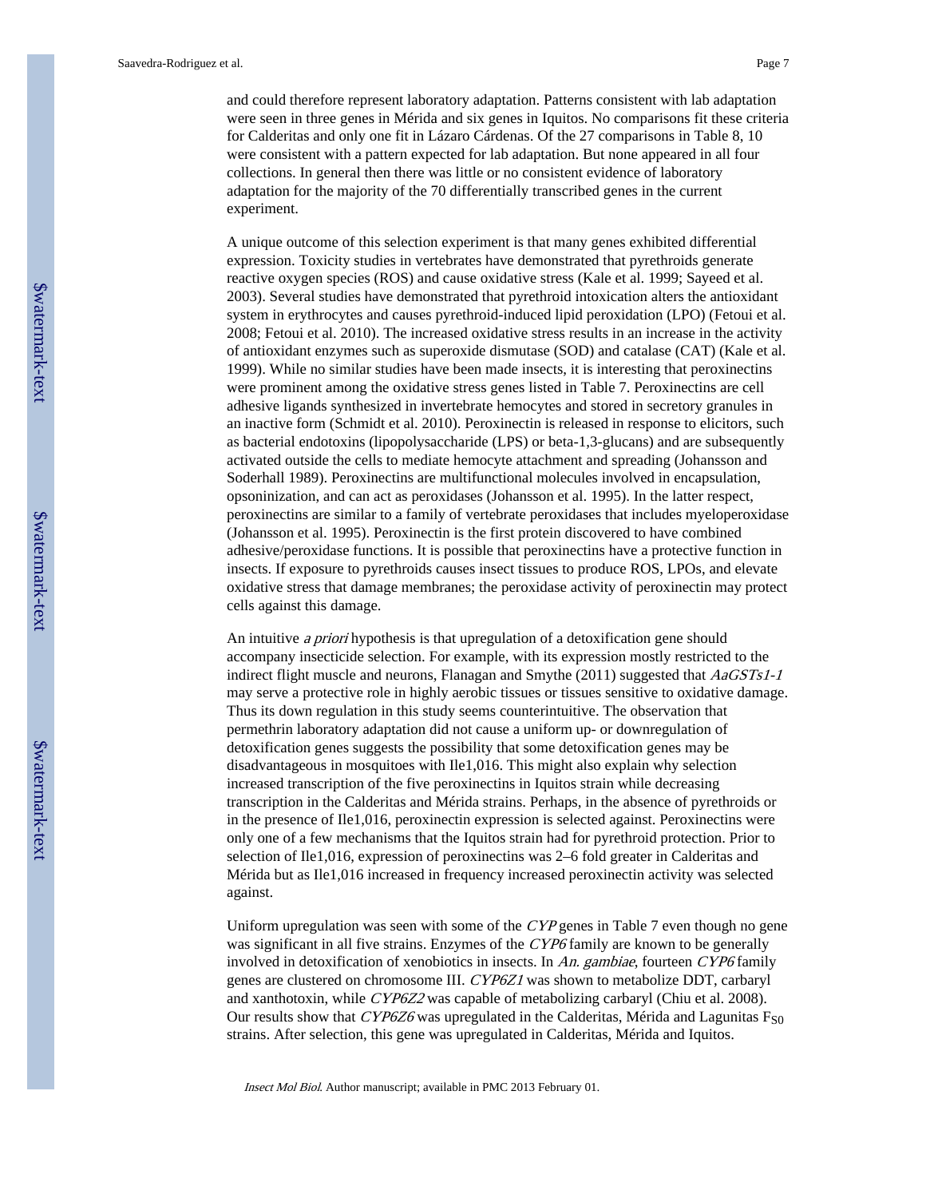and could therefore represent laboratory adaptation. Patterns consistent with lab adaptation were seen in three genes in Mérida and six genes in Iquitos. No comparisons fit these criteria for Calderitas and only one fit in Lázaro Cárdenas. Of the 27 comparisons in Table 8, 10 were consistent with a pattern expected for lab adaptation. But none appeared in all four collections. In general then there was little or no consistent evidence of laboratory adaptation for the majority of the 70 differentially transcribed genes in the current experiment.

A unique outcome of this selection experiment is that many genes exhibited differential expression. Toxicity studies in vertebrates have demonstrated that pyrethroids generate reactive oxygen species (ROS) and cause oxidative stress (Kale et al. 1999; Sayeed et al. 2003). Several studies have demonstrated that pyrethroid intoxication alters the antioxidant system in erythrocytes and causes pyrethroid-induced lipid peroxidation (LPO) (Fetoui et al. 2008; Fetoui et al. 2010). The increased oxidative stress results in an increase in the activity of antioxidant enzymes such as superoxide dismutase (SOD) and catalase (CAT) (Kale et al. 1999). While no similar studies have been made insects, it is interesting that peroxinectins were prominent among the oxidative stress genes listed in Table 7. Peroxinectins are cell adhesive ligands synthesized in invertebrate hemocytes and stored in secretory granules in an inactive form (Schmidt et al. 2010). Peroxinectin is released in response to elicitors, such as bacterial endotoxins (lipopolysaccharide (LPS) or beta-1,3-glucans) and are subsequently activated outside the cells to mediate hemocyte attachment and spreading (Johansson and Soderhall 1989). Peroxinectins are multifunctional molecules involved in encapsulation, opsoninization, and can act as peroxidases (Johansson et al. 1995). In the latter respect, peroxinectins are similar to a family of vertebrate peroxidases that includes myeloperoxidase (Johansson et al. 1995). Peroxinectin is the first protein discovered to have combined adhesive/peroxidase functions. It is possible that peroxinectins have a protective function in insects. If exposure to pyrethroids causes insect tissues to produce ROS, LPOs, and elevate oxidative stress that damage membranes; the peroxidase activity of peroxinectin may protect cells against this damage.

An intuitive *a priori* hypothesis is that upregulation of a detoxification gene should accompany insecticide selection. For example, with its expression mostly restricted to the indirect flight muscle and neurons, Flanagan and Smythe (2011) suggested that *AaGSTs1-1* may serve a protective role in highly aerobic tissues or tissues sensitive to oxidative damage. Thus its down regulation in this study seems counterintuitive. The observation that permethrin laboratory adaptation did not cause a uniform up- or downregulation of detoxification genes suggests the possibility that some detoxification genes may be disadvantageous in mosquitoes with Ile1,016. This might also explain why selection increased transcription of the five peroxinectins in Iquitos strain while decreasing transcription in the Calderitas and Mérida strains. Perhaps, in the absence of pyrethroids or in the presence of Ile1,016, peroxinectin expression is selected against. Peroxinectins were only one of a few mechanisms that the Iquitos strain had for pyrethroid protection. Prior to selection of Ile1,016, expression of peroxinectins was 2–6 fold greater in Calderitas and Mérida but as Ile1,016 increased in frequency increased peroxinectin activity was selected against.

Uniform upregulation was seen with some of the *CYP* genes in Table 7 even though no gene was significant in all five strains. Enzymes of the *CYP6* family are known to be generally involved in detoxification of xenobiotics in insects. In *An. gambiae*, fourteen *CYP6* family genes are clustered on chromosome III. *CYP6Z1* was shown to metabolize DDT, carbaryl and xanthotoxin, while *CYP6Z2* was capable of metabolizing carbaryl (Chiu et al. 2008). Our results show that *CYP6Z6* was upregulated in the Calderitas, Mérida and Lagunitas $F_{S0}$ strains. After selection, this gene was upregulated in Calderitas, Mérida and Iquitos.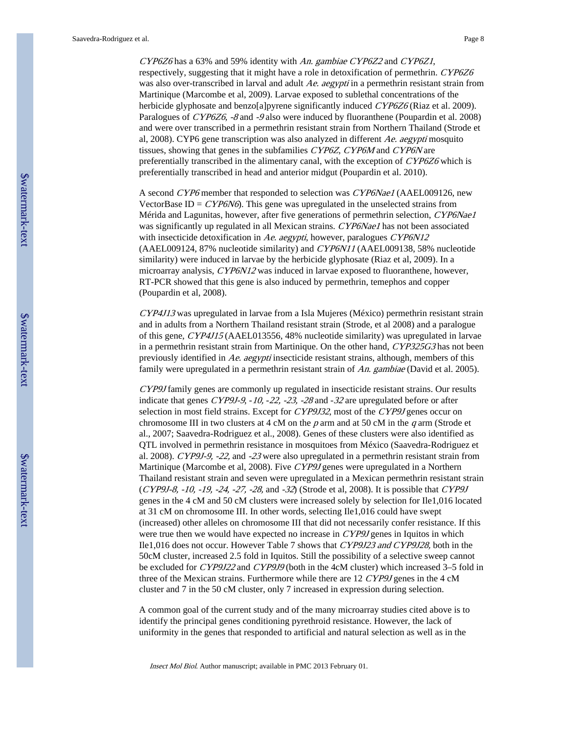*CYP6Z6* has a 63% and 59% identity with *An. gambiae CYP6Z2* and *CYP6Z1*, respectively, suggesting that it might have a role in detoxification of permethrin. *CYP6Z6* was also over-transcribed in larval and adult *Ae. aegypti* in a permethrin resistant strain from Martinique (Marcombe et al, 2009). Larvae exposed to sublethal concentrations of the herbicide glyphosate and benzo[a]pyrene significantly induced *CYP6Z6* (Riaz et al. 2009). Paralogues of *CYP6Z6*, *-8* and *-9* also were induced by fluoranthene (Poupardin et al. 2008) and were over transcribed in a permethrin resistant strain from Northern Thailand (Strode et al, 2008). CYP6 gene transcription was also analyzed in different *Ae. aegypti* mosquito tissues, showing that genes in the subfamilies *CYP6Z*, *CYP6M* and *CYP6N* are preferentially transcribed in the alimentary canal, with the exception of *CYP6Z6* which is preferentially transcribed in head and anterior midgut (Poupardin et al. 2010).

A second *CYP6* member that responded to selection was *CYP6Nae1* (AAEL009126, new VectorBase ID = *CYP6N6*). This gene was upregulated in the unselected strains from Mérida and Lagunitas, however, after five generations of permethrin selection, *CYP6Nae1* was significantly up regulated in all Mexican strains. *CYP6Nae1* has not been associated with insecticide detoxification in *Ae. aegypti*, however, paralogues *CYP6N12* (AAEL009124, 87% nucleotide similarity) and *CYP6N11* (AAEL009138, 58% nucleotide similarity) were induced in larvae by the herbicide glyphosate (Riaz et al, 2009). In a microarray analysis, *CYP6N12* was induced in larvae exposed to fluoranthene, however, RT-PCR showed that this gene is also induced by permethrin, temephos and copper (Poupardin et al, 2008).

*CYP4J13* was upregulated in larvae from a Isla Mujeres (México) permethrin resistant strain and in adults from a Northern Thailand resistant strain (Strode, et al 2008) and a paralogue of this gene, *CYP4J15* (AAEL013556, 48% nucleotide similarity) was upregulated in larvae in a permethrin resistant strain from Martinique. On the other hand, *CYP325G3* has not been previously identified in *Ae. aegypti* insecticide resistant strains, although, members of this family were upregulated in a permethrin resistant strain of *An. gambiae* (David et al. 2005).

*CYP9J* family genes are commonly up regulated in insecticide resistant strains. Our results indicate that genes *CYP9J-9*, *-10, -22, -23, -28* and *-32* are upregulated before or after selection in most field strains. Except for *CYP9J32*, most of the *CYP9J* genes occur on chromosome III in two clusters at 4 cM on the *p* arm and at 50 cM in the *q* arm (Strode et al., 2007; Saavedra-Rodriguez et al., 2008). Genes of these clusters were also identified as QTL involved in permethrin resistance in mosquitoes from México (Saavedra-Rodriguez et al. 2008). *CYP9J-9, -22,* and *-23* were also upregulated in a permethrin resistant strain from Martinique (Marcombe et al, 2008). Five *CYP9J* genes were upregulated in a Northern Thailand resistant strain and seven were upregulated in a Mexican permethrin resistant strain (*CYP9J-8, -10, -19, -24, -27, -28,* and *-32*) (Strode et al, 2008). It is possible that *CYP9J* genes in the 4 cM and 50 cM clusters were increased solely by selection for Ile1,016 located at 31 cM on chromosome III. In other words, selecting Ile1,016 could have swept (increased) other alleles on chromosome III that did not necessarily confer resistance. If this were true then we would have expected no increase in *CYP9J* genes in Iquitos in which Ile1,016 does not occur. However Table 7 shows that *CYP9J23 and CYP9J28,* both in the 50cM cluster, increased 2.5 fold in Iquitos. Still the possibility of a selective sweep cannot be excluded for *CYP9J22* and *CYP9J9* (both in the 4cM cluster) which increased 3–5 fold in three of the Mexican strains. Furthermore while there are 12 *CYP9J* genes in the 4 cM cluster and 7 in the 50 cM cluster, only 7 increased in expression during selection.

A common goal of the current study and of the many microarray studies cited above is to identify the principal genes conditioning pyrethroid resistance. However, the lack of uniformity in the genes that responded to artificial and natural selection as well as in the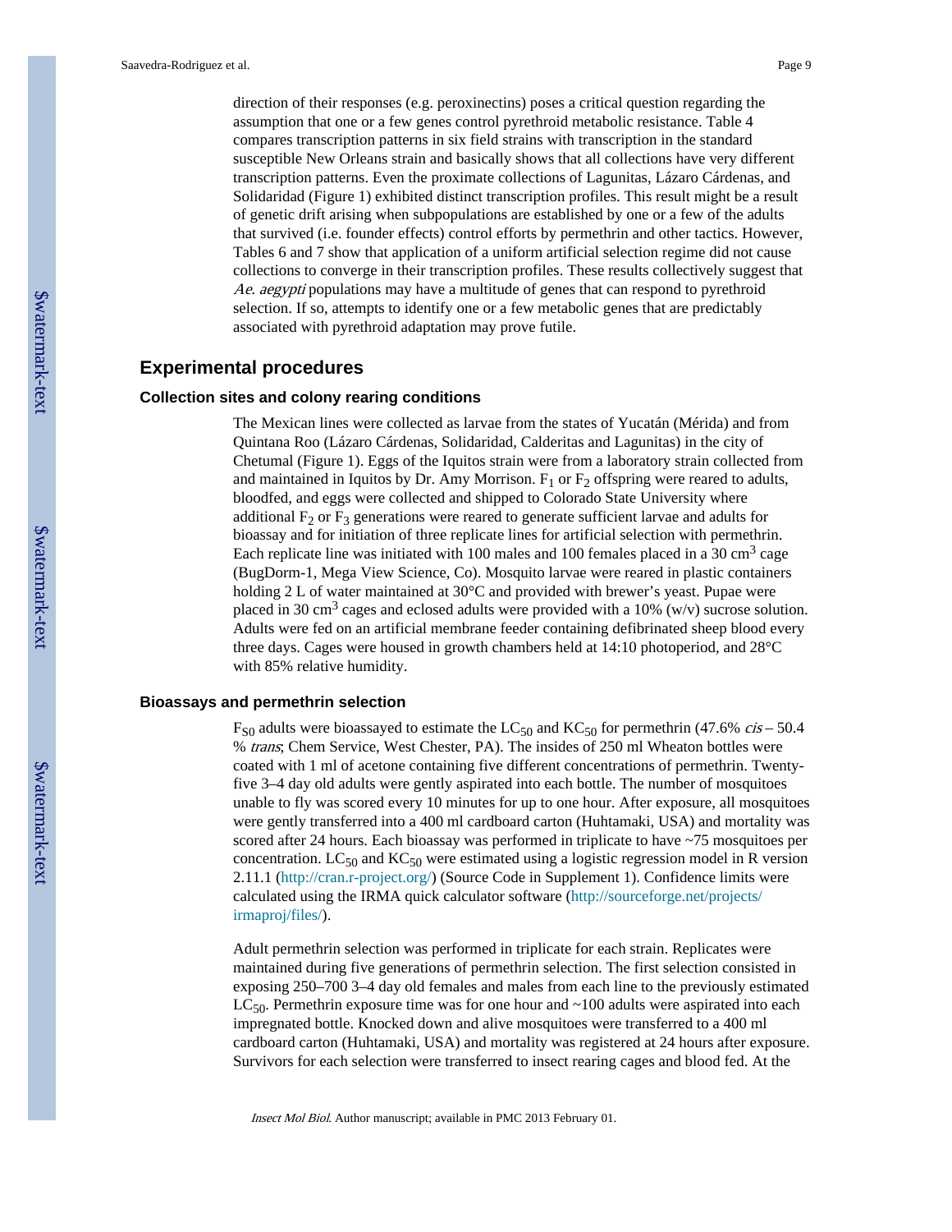direction of their responses (e.g. peroxinectins) poses a critical question regarding the assumption that one or a few genes control pyrethroid metabolic resistance. Table 4 compares transcription patterns in six field strains with transcription in the standard susceptible New Orleans strain and basically shows that all collections have very different transcription patterns. Even the proximate collections of Lagunitas, Lázaro Cárdenas, and Solidaridad (Figure 1) exhibited distinct transcription profiles. This result might be a result of genetic drift arising when subpopulations are established by one or a few of the adults that survived (i.e. founder effects) control efforts by permethrin and other tactics. However, Tables 6 and 7 show that application of a uniform artificial selection regime did not cause collections to converge in their transcription profiles. These results collectively suggest that *Ae. aegypti* populations may have a multitude of genes that can respond to pyrethroid selection. If so, attempts to identify one or a few metabolic genes that are predictably associated with pyrethroid adaptation may prove futile.

## Experimental procedures

### Collection sites and colony rearing conditions

The Mexican lines were collected as larvae from the states of Yucatán (Mérida) and from Quintana Roo (Lázaro Cárdenas, Solidaridad, Calderitas and Lagunitas) in the city of Chetumal (Figure 1). Eggs of the Iquitos strain were from a laboratory strain collected from and maintained in Iquitos by Dr. Amy Morrison. $F_1$ or $F_2$ offspring were reared to adults, bloodfed, and eggs were collected and shipped to Colorado State University where additional $F_2$ or $F_3$ generations were reared to generate sufficient larvae and adults for bioassay and for initiation of three replicate lines for artificial selection with permethrin. Each replicate line was initiated with 100 males and 100 females placed in a 30 $cm^3$ cage (BugDorm-1, Mega View Science, Co). Mosquito larvae were reared in plastic containers holding 2 L of water maintained at 30°C and provided with brewer's yeast. Pupae were placed in 30 $cm^3$ cages and eclosed adults were provided with a 10% (w/v) sucrose solution. Adults were fed on an artificial membrane feeder containing defibrinated sheep blood every three days. Cages were housed in growth chambers held at 14:10 photoperiod, and 28°C with 85% relative humidity.

### Bioassays and permethrin selection

$F_{S0}$ adults were bioassayed to estimate the $LC_{50}$ and $KC_{50}$ for permethrin (47.6% *cis* – 50.4 % *trans*; Chem Service, West Chester, PA). The insides of 250 ml Wheaton bottles were coated with 1 ml of acetone containing five different concentrations of permethrin. Twenty-five 3–4 day old adults were gently aspirated into each bottle. The number of mosquitoes unable to fly was scored every 10 minutes for up to one hour. After exposure, all mosquitoes were gently transferred into a 400 ml cardboard carton (Huhtamaki, USA) and mortality was scored after 24 hours. Each bioassay was performed in triplicate to have ~75 mosquitoes per concentration. $LC_{50}$ and $KC_{50}$ were estimated using a logistic regression model in R version 2.11.1 (http://cran.r-project.org/) (Source Code in Supplement 1). Confidence limits were calculated using the IRMA quick calculator software (http://sourceforge.net/projects/irmaproj/files/).

Adult permethrin selection was performed in triplicate for each strain. Replicates were maintained during five generations of permethrin selection. The first selection consisted in exposing 250–700 3–4 day old females and males from each line to the previously estimated $LC_{50}$. Permethrin exposure time was for one hour and ~100 adults were aspirated into each impregnated bottle. Knocked down and alive mosquitoes were transferred to a 400 ml cardboard carton (Huhtamaki, USA) and mortality was registered at 24 hours after exposure. Survivors for each selection were transferred to insect rearing cages and blood fed. At the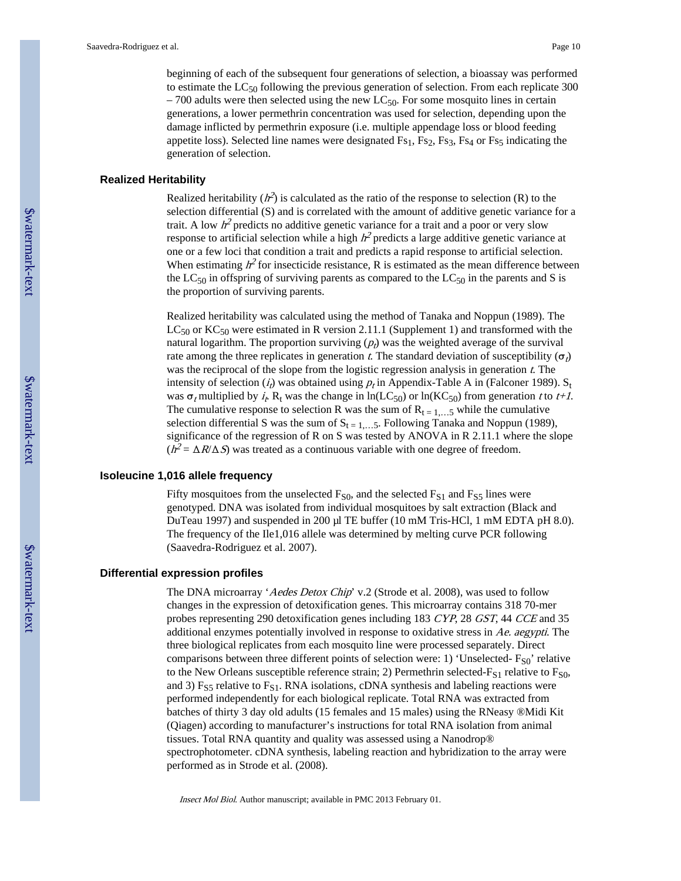beginning of each of the subsequent four generations of selection, a bioassay was performed to estimate the $LC_{50}$ following the previous generation of selection. From each replicate 300 – 700 adults were then selected using the new $LC_{50}$. For some mosquito lines in certain generations, a lower permethrin concentration was used for selection, depending upon the damage inflicted by permethrin exposure (i.e. multiple appendage loss or blood feeding appetite loss). Selected line names were designated $Fs_1$, $Fs_2$, $Fs_3$, $Fs_4$ or $Fs_5$ indicating the generation of selection.

### Realized Heritability

Realized heritability ($h^2$) is calculated as the ratio of the response to selection (R) to the selection differential (S) and is correlated with the amount of additive genetic variance for a trait. A low $h^2$ predicts no additive genetic variance for a trait and a poor or very slow response to artificial selection while a high $h^2$ predicts a large additive genetic variance at one or a few loci that condition a trait and predicts a rapid response to artificial selection. When estimating $h^2$ for insecticide resistance, R is estimated as the mean difference between the $LC_{50}$ in offspring of surviving parents as compared to the $LC_{50}$ in the parents and S is the proportion of surviving parents.

Realized heritability was calculated using the method of Tanaka and Noppun (1989). The $LC_{50}$ or $KC_{50}$ were estimated in R version 2.11.1 (Supplement 1) and transformed with the natural logarithm. The proportion surviving ($p_t$) was the weighted average of the survival rate among the three replicates in generation *t*. The standard deviation of susceptibility ($\sigma_t$) was the reciprocal of the slope from the logistic regression analysis in generation *t*. The intensity of selection ($i_t$) was obtained using $p_t$ in Appendix-Table A in (Falconer 1989). $S_t$ was $\sigma_t$ multiplied by $i_t$. $R_t$ was the change in $\ln(LC_{50})$ or $\ln(KC_{50})$ from generation *t* to *t+1*. The cumulative response to selection R was the sum of $R_{t = 1,\ldots5}$ while the cumulative selection differential S was the sum of $S_{t = 1,\ldots5}$. Following Tanaka and Noppun (1989), significance of the regression of R on S was tested by ANOVA in R 2.11.1 where the slope ($h^2 = \Delta R/\Delta S$) was treated as a continuous variable with one degree of freedom.

### Isoleucine 1,016 allele frequency

Fifty mosquitoes from the unselected $F_{S0}$, and the selected $F_{S1}$ and $F_{S5}$ lines were genotyped. DNA was isolated from individual mosquitoes by salt extraction (Black and DuTeau 1997) and suspended in 200 µl TE buffer (10 mM Tris-HCl, 1 mM EDTA pH 8.0). The frequency of the Ile1,016 allele was determined by melting curve PCR following (Saavedra-Rodriguez et al. 2007).

### Differential expression profiles

The DNA microarray '*Aedes Detox Chip*' v.2 (Strode et al. 2008), was used to follow changes in the expression of detoxification genes. This microarray contains 318 70-mer probes representing 290 detoxification genes including 183 *CYP*, 28 *GST*, 44 *CCE* and 35 additional enzymes potentially involved in response to oxidative stress in *Ae. aegypti*. The three biological replicates from each mosquito line were processed separately. Direct comparisons between three different points of selection were: 1) 'Unselected- $F_{S0}$' relative to the New Orleans susceptible reference strain; 2) Permethrin selected-$F_{S1}$ relative to $F_{S0}$, and 3) $F_{S5}$ relative to $F_{S1}$. RNA isolations, cDNA synthesis and labeling reactions were performed independently for each biological replicate. Total RNA was extracted from batches of thirty 3 day old adults (15 females and 15 males) using the RNeasy ®Midi Kit (Qiagen) according to manufacturer's instructions for total RNA isolation from animal tissues. Total RNA quantity and quality was assessed using a Nanodrop® spectrophotometer. cDNA synthesis, labeling reaction and hybridization to the array were performed as in Strode et al. (2008).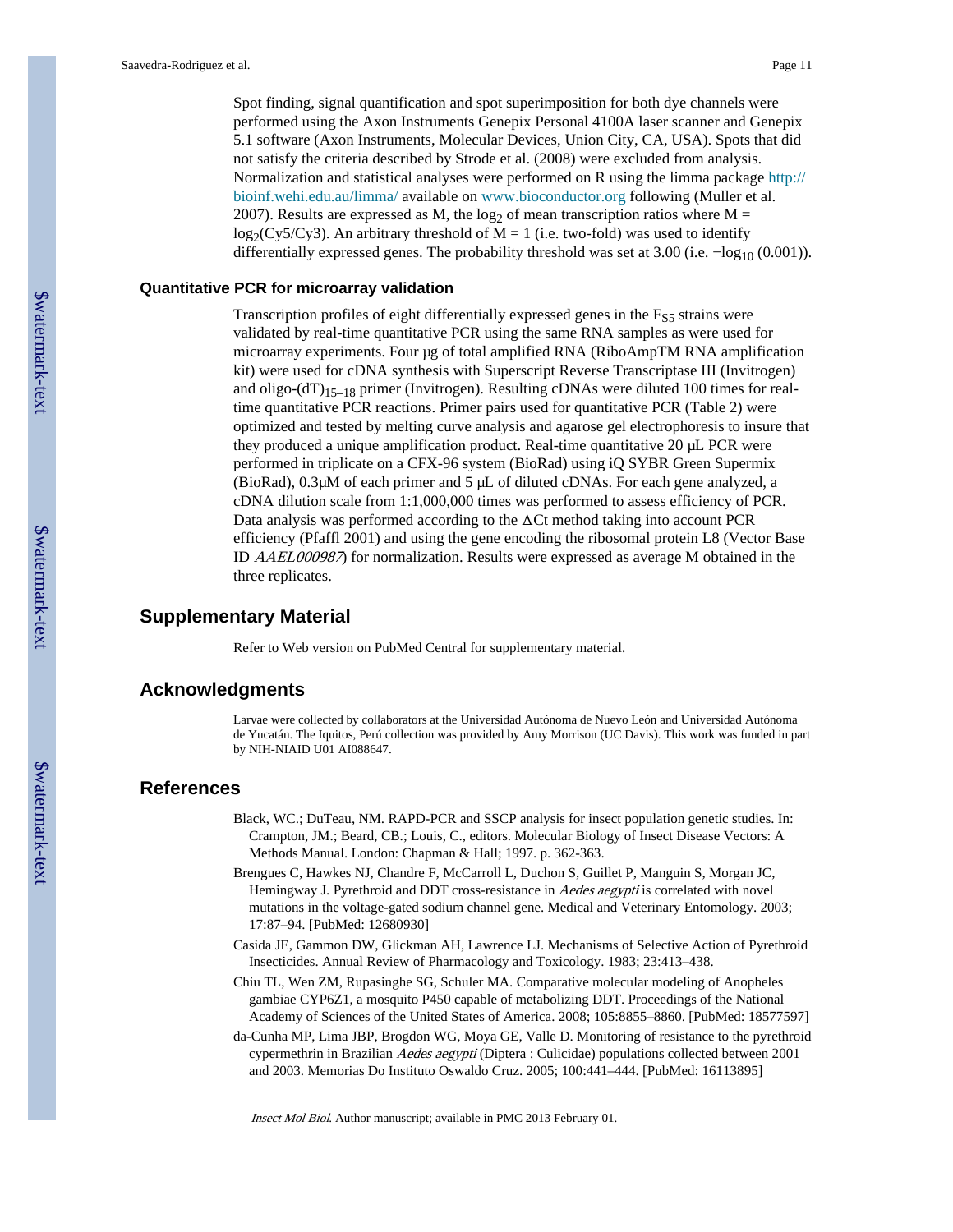Spot finding, signal quantification and spot superimposition for both dye channels were performed using the Axon Instruments Genepix Personal 4100A laser scanner and Genepix 5.1 software (Axon Instruments, Molecular Devices, Union City, CA, USA). Spots that did not satisfy the criteria described by Strode et al. (2008) were excluded from analysis. Normalization and statistical analyses were performed on R using the limma package http://bioinf.wehi.edu.au/limma/ available on www.bioconductor.org following (Muller et al. 2007). Results are expressed as M, the $\log_2$ of mean transcription ratios where $M = \log_2(Cy5/Cy3)$. An arbitrary threshold of $M = 1$ (i.e. two-fold) was used to identify differentially expressed genes. The probability threshold was set at 3.00 (i.e. $-\log_{10}(0.001)$).

### Quantitative PCR for microarray validation

Transcription profiles of eight differentially expressed genes in the $F_{S5}$ strains were validated by real-time quantitative PCR using the same RNA samples as were used for microarray experiments. Four µg of total amplified RNA (RiboAmpTM RNA amplification kit) were used for cDNA synthesis with Superscript Reverse Transcriptase III (Invitrogen) and oligo-$(dT)_{15-18}$ primer (Invitrogen). Resulting cDNAs were diluted 100 times for real-time quantitative PCR reactions. Primer pairs used for quantitative PCR (Table 2) were optimized and tested by melting curve analysis and agarose gel electrophoresis to insure that they produced a unique amplification product. Real-time quantitative 20 µL PCR were performed in triplicate on a CFX-96 system (BioRad) using iQ SYBR Green Supermix (BioRad), 0.3µM of each primer and 5 µL of diluted cDNAs. For each gene analyzed, a cDNA dilution scale from 1:1,000,000 times was performed to assess efficiency of PCR. Data analysis was performed according to the ΔCt method taking into account PCR efficiency (Pfaffl 2001) and using the gene encoding the ribosomal protein L8 (Vector Base ID *AAEL000987*) for normalization. Results were expressed as average M obtained in the three replicates.

## Supplementary Material

Refer to Web version on PubMed Central for supplementary material.

## Acknowledgments

Larvae were collected by collaborators at the Universidad Autónoma de Nuevo León and Universidad Autónoma de Yucatán. The Iquitos, Perú collection was provided by Amy Morrison (UC Davis). This work was funded in part by NIH-NIAID U01 AI088647.

## References

Black, WC.; DuTeau, NM. RAPD-PCR and SSCP analysis for insect population genetic studies. In: Crampton, JM.; Beard, CB.; Louis, C., editors. Molecular Biology of Insect Disease Vectors: A Methods Manual. London: Chapman & Hall; 1997. p. 362-363.

Brengues C, Hawkes NJ, Chandre F, McCarroll L, Duchon S, Guillet P, Manguin S, Morgan JC, Hemingway J. Pyrethroid and DDT cross-resistance in *Aedes aegypti* is correlated with novel mutations in the voltage-gated sodium channel gene. Medical and Veterinary Entomology. 2003; 17:87–94. [PubMed: 12680930]

Casida JE, Gammon DW, Glickman AH, Lawrence LJ. Mechanisms of Selective Action of Pyrethroid Insecticides. Annual Review of Pharmacology and Toxicology. 1983; 23:413–438.

Chiu TL, Wen ZM, Rupasinghe SG, Schuler MA. Comparative molecular modeling of Anopheles gambiae CYP6Z1, a mosquito P450 capable of metabolizing DDT. Proceedings of the National Academy of Sciences of the United States of America. 2008; 105:8855–8860. [PubMed: 18577597]

da-Cunha MP, Lima JBP, Brogdon WG, Moya GE, Valle D. Monitoring of resistance to the pyrethroid cypermethrin in Brazilian *Aedes aegypti* (Diptera : Culicidae) populations collected between 2001 and 2003. Memorias Do Instituto Oswaldo Cruz. 2005; 100:441–444. [PubMed: 16113895]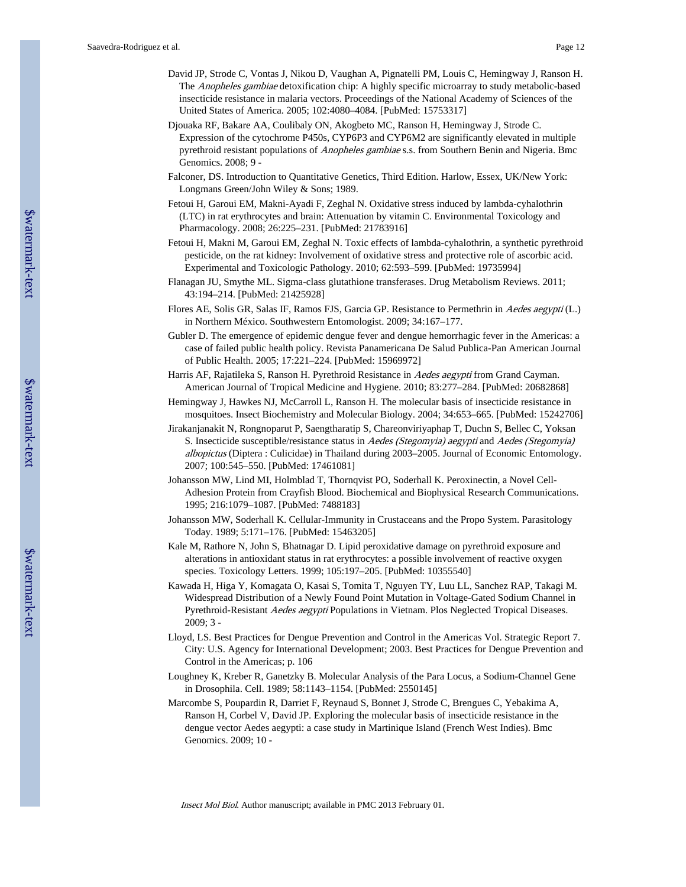David JP, Strode C, Vontas J, Nikou D, Vaughan A, Pignatelli PM, Louis C, Hemingway J, Ranson H. The *Anopheles gambiae* detoxification chip: A highly specific microarray to study metabolic-based insecticide resistance in malaria vectors. Proceedings of the National Academy of Sciences of the United States of America. 2005; 102:4080–4084. [PubMed: 15753317]

Djouaka RF, Bakare AA, Coulibaly ON, Akogbeto MC, Ranson H, Hemingway J, Strode C. Expression of the cytochrome P450s, CYP6P3 and CYP6M2 are significantly elevated in multiple pyrethroid resistant populations of *Anopheles gambiae* s.s. from Southern Benin and Nigeria. Bmc Genomics. 2008; 9 -

Falconer, DS. Introduction to Quantitative Genetics, Third Edition. Harlow, Essex, UK/New York: Longmans Green/John Wiley & Sons; 1989.

Fetoui H, Garoui EM, Makni-Ayadi F, Zeghal N. Oxidative stress induced by lambda-cyhalothrin (LTC) in rat erythrocytes and brain: Attenuation by vitamin C. Environmental Toxicology and Pharmacology. 2008; 26:225–231. [PubMed: 21783916]

Fetoui H, Makni M, Garoui EM, Zeghal N. Toxic effects of lambda-cyhalothrin, a synthetic pyrethroid pesticide, on the rat kidney: Involvement of oxidative stress and protective role of ascorbic acid. Experimental and Toxicologic Pathology. 2010; 62:593–599. [PubMed: 19735994]

Flanagan JU, Smythe ML. Sigma-class glutathione transferases. Drug Metabolism Reviews. 2011; 43:194–214. [PubMed: 21425928]

Flores AE, Solis GR, Salas IF, Ramos FJS, Garcia GP. Resistance to Permethrin in *Aedes aegypti* (L.) in Northern México. Southwestern Entomologist. 2009; 34:167–177.

Gubler D. The emergence of epidemic dengue fever and dengue hemorrhagic fever in the Americas: a case of failed public health policy. Revista Panamericana De Salud Publica-Pan American Journal of Public Health. 2005; 17:221–224. [PubMed: 15969972]

Harris AF, Rajatileka S, Ranson H. Pyrethroid Resistance in *Aedes aegypti* from Grand Cayman. American Journal of Tropical Medicine and Hygiene. 2010; 83:277–284. [PubMed: 20682868]

Hemingway J, Hawkes NJ, McCarroll L, Ranson H. The molecular basis of insecticide resistance in mosquitoes. Insect Biochemistry and Molecular Biology. 2004; 34:653–665. [PubMed: 15242706]

Jirakanjanakit N, Rongnoparut P, Saengtharatip S, Chareonviriyaphap T, Duchn S, Bellec C, Yoksan S. Insecticide susceptible/resistance status in *Aedes (Stegomyia) aegypti* and *Aedes (Stegomyia) albopictus* (Diptera : Culicidae) in Thailand during 2003–2005. Journal of Economic Entomology. 2007; 100:545–550. [PubMed: 17461081]

Johansson MW, Lind MI, Holmblad T, Thornqvist PO, Soderhall K. Peroxinectin, a Novel Cell-Adhesion Protein from Crayfish Blood. Biochemical and Biophysical Research Communications. 1995; 216:1079–1087. [PubMed: 7488183]

Johansson MW, Soderhall K. Cellular-Immunity in Crustaceans and the Propo System. Parasitology Today. 1989; 5:171–176. [PubMed: 15463205]

Kale M, Rathore N, John S, Bhatnagar D. Lipid peroxidative damage on pyrethroid exposure and alterations in antioxidant status in rat erythrocytes: a possible involvement of reactive oxygen species. Toxicology Letters. 1999; 105:197–205. [PubMed: 10355540]

Kawada H, Higa Y, Komagata O, Kasai S, Tomita T, Nguyen TY, Luu LL, Sanchez RAP, Takagi M. Widespread Distribution of a Newly Found Point Mutation in Voltage-Gated Sodium Channel in Pyrethroid-Resistant *Aedes aegypti* Populations in Vietnam. Plos Neglected Tropical Diseases. 2009; 3 -

Lloyd, LS. Best Practices for Dengue Prevention and Control in the Americas Vol. Strategic Report 7. City: U.S. Agency for International Development; 2003. Best Practices for Dengue Prevention and Control in the Americas; p. 106

Loughney K, Kreber R, Ganetzky B. Molecular Analysis of the Para Locus, a Sodium-Channel Gene in Drosophila. Cell. 1989; 58:1143–1154. [PubMed: 2550145]

Marcombe S, Poupardin R, Darriet F, Reynaud S, Bonnet J, Strode C, Brengues C, Yebakima A, Ranson H, Corbel V, David JP. Exploring the molecular basis of insecticide resistance in the dengue vector Aedes aegypti: a case study in Martinique Island (French West Indies). Bmc Genomics. 2009; 10 -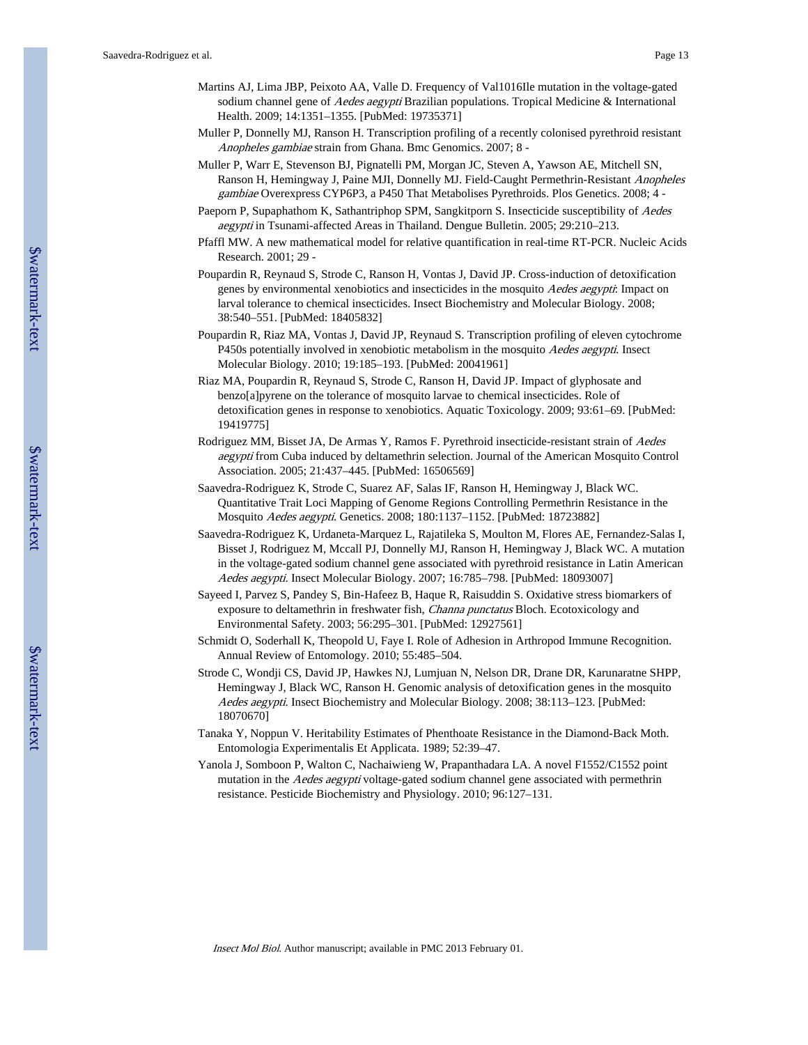Martins AJ, Lima JBP, Peixoto AA, Valle D. Frequency of Val1016Ile mutation in the voltage-gated sodium channel gene of *Aedes aegypti* Brazilian populations. Tropical Medicine & International Health. 2009; 14:1351–1355. [PubMed: 19735371]

Muller P, Donnelly MJ, Ranson H. Transcription profiling of a recently colonised pyrethroid resistant *Anopheles gambiae* strain from Ghana. Bmc Genomics. 2007; 8 -

Muller P, Warr E, Stevenson BJ, Pignatelli PM, Morgan JC, Steven A, Yawson AE, Mitchell SN, Ranson H, Hemingway J, Paine MJI, Donnelly MJ. Field-Caught Permethrin-Resistant *Anopheles gambiae* Overexpress CYP6P3, a P450 That Metabolises Pyrethroids. Plos Genetics. 2008; 4 -

Paeporn P, Supaphathom K, Sathantriphop SPM, Sangkitporn S. Insecticide susceptibility of *Aedes aegypti* in Tsunami-affected Areas in Thailand. Dengue Bulletin. 2005; 29:210–213.

Pfaffl MW. A new mathematical model for relative quantification in real-time RT-PCR. Nucleic Acids Research. 2001; 29 -

Poupardin R, Reynaud S, Strode C, Ranson H, Vontas J, David JP. Cross-induction of detoxification genes by environmental xenobiotics and insecticides in the mosquito *Aedes aegypti*: Impact on larval tolerance to chemical insecticides. Insect Biochemistry and Molecular Biology. 2008; 38:540–551. [PubMed: 18405832]

Poupardin R, Riaz MA, Vontas J, David JP, Reynaud S. Transcription profiling of eleven cytochrome P450s potentially involved in xenobiotic metabolism in the mosquito *Aedes aegypti*. Insect Molecular Biology. 2010; 19:185–193. [PubMed: 20041961]

Riaz MA, Poupardin R, Reynaud S, Strode C, Ranson H, David JP. Impact of glyphosate and benzo[a]pyrene on the tolerance of mosquito larvae to chemical insecticides. Role of detoxification genes in response to xenobiotics. Aquatic Toxicology. 2009; 93:61–69. [PubMed: 19419775]

Rodriguez MM, Bisset JA, De Armas Y, Ramos F. Pyrethroid insecticide-resistant strain of *Aedes aegypti* from Cuba induced by deltamethrin selection. Journal of the American Mosquito Control Association. 2005; 21:437–445. [PubMed: 16506569]

Saavedra-Rodriguez K, Strode C, Suarez AF, Salas IF, Ranson H, Hemingway J, Black WC. Quantitative Trait Loci Mapping of Genome Regions Controlling Permethrin Resistance in the Mosquito *Aedes aegypti*. Genetics. 2008; 180:1137–1152. [PubMed: 18723882]

Saavedra-Rodriguez K, Urdaneta-Marquez L, Rajatileka S, Moulton M, Flores AE, Fernandez-Salas I, Bisset J, Rodriguez M, Mccall PJ, Donnelly MJ, Ranson H, Hemingway J, Black WC. A mutation in the voltage-gated sodium channel gene associated with pyrethroid resistance in Latin American *Aedes aegypti*. Insect Molecular Biology. 2007; 16:785–798. [PubMed: 18093007]

Sayeed I, Parvez S, Pandey S, Bin-Hafeez B, Haque R, Raisuddin S. Oxidative stress biomarkers of exposure to deltamethrin in freshwater fish, *Channa punctatus* Bloch. Ecotoxicology and Environmental Safety. 2003; 56:295–301. [PubMed: 12927561]

Schmidt O, Soderhall K, Theopold U, Faye I. Role of Adhesion in Arthropod Immune Recognition. Annual Review of Entomology. 2010; 55:485–504.

Strode C, Wondji CS, David JP, Hawkes NJ, Lumjuan N, Nelson DR, Drane DR, Karunaratne SHPP, Hemingway J, Black WC, Ranson H. Genomic analysis of detoxification genes in the mosquito *Aedes aegypti*. Insect Biochemistry and Molecular Biology. 2008; 38:113–123. [PubMed: 18070670]

Tanaka Y, Noppun V. Heritability Estimates of Phenthoate Resistance in the Diamond-Back Moth. Entomologia Experimentalis Et Applicata. 1989; 52:39–47.

Yanola J, Somboon P, Walton C, Nachaiwieng W, Prapanthadara LA. A novel F1552/C1552 point mutation in the *Aedes aegypti* voltage-gated sodium channel gene associated with permethrin resistance. Pesticide Biochemistry and Physiology. 2010; 96:127–131.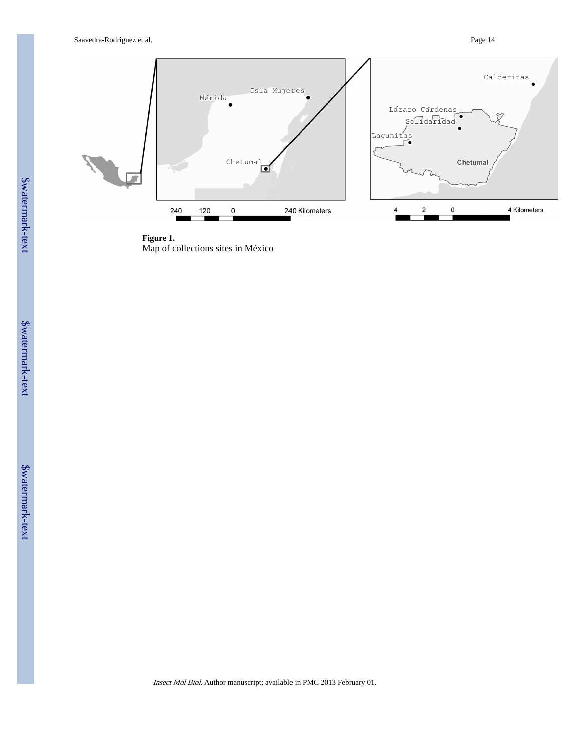**Figure 1.**
Map of collections sites in México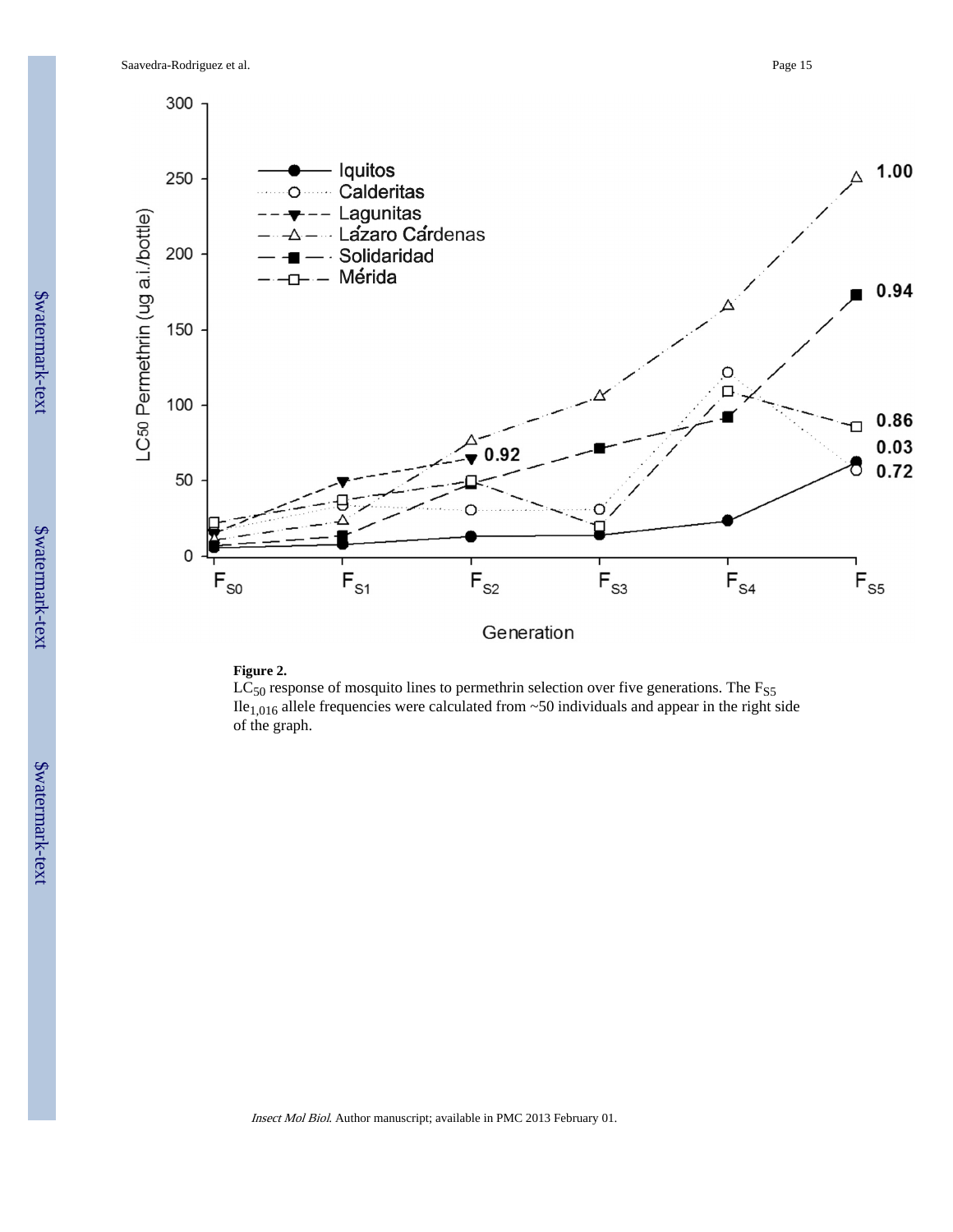**Figure 2.**

$LC_{50}$ response of mosquito lines to permethrin selection over five generations. The $F_{S5}$ $Ile_{1,016}$ allele frequencies were calculated from ~50 individuals and appear in the right side of the graph.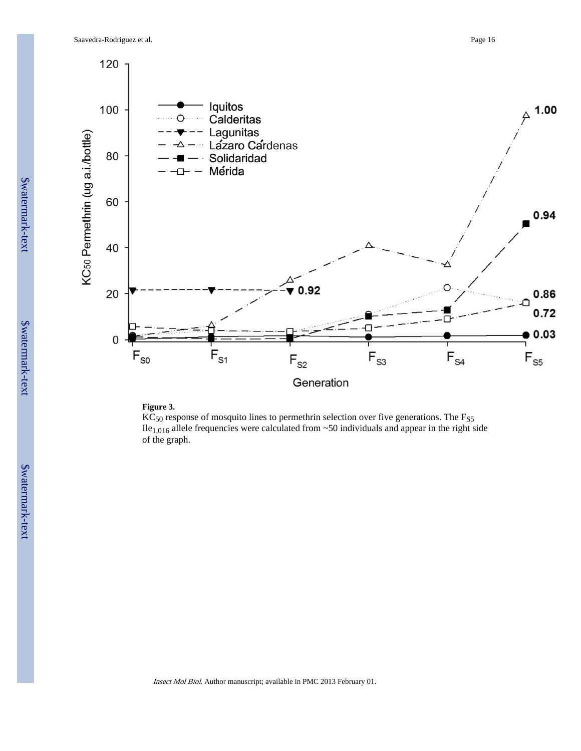**Figure 3.**

$KC_{50}$ response of mosquito lines to permethrin selection over five generations. The $F_{S5}$ $Ile_{1,016}$ allele frequencies were calculated from ~50 individuals and appear in the right side of the graph.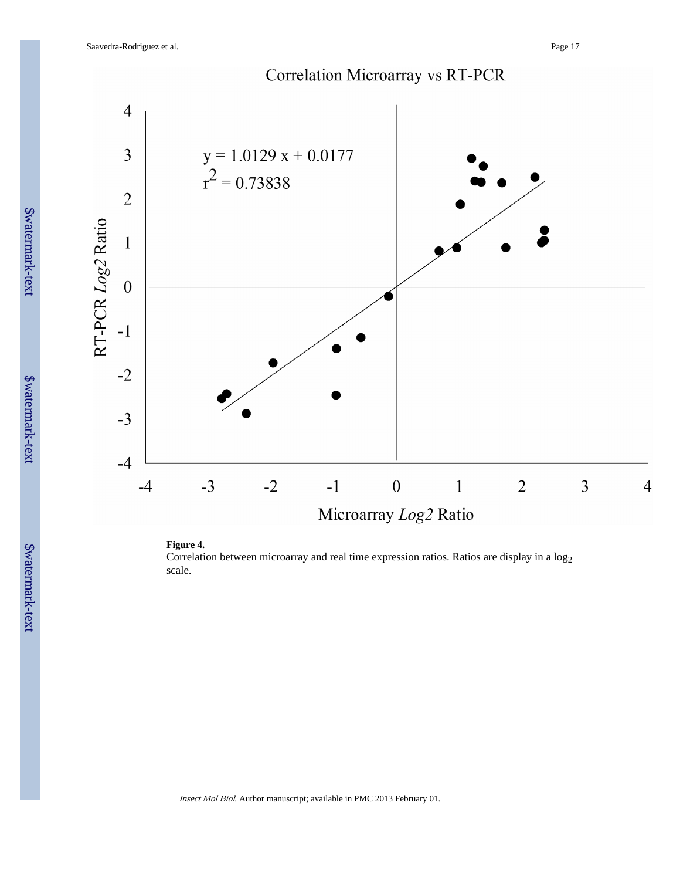Correlation Microarray vs RT-PCR

$y = 1.0129x + 0.0177$
$r^2 = 0.73838$

RT-PCR *Log2* Ratio

Microarray *Log2* Ratio

**Figure 4.**
Correlation between microarray and real time expression ratios. Ratios are display in a $\log_2$ scale.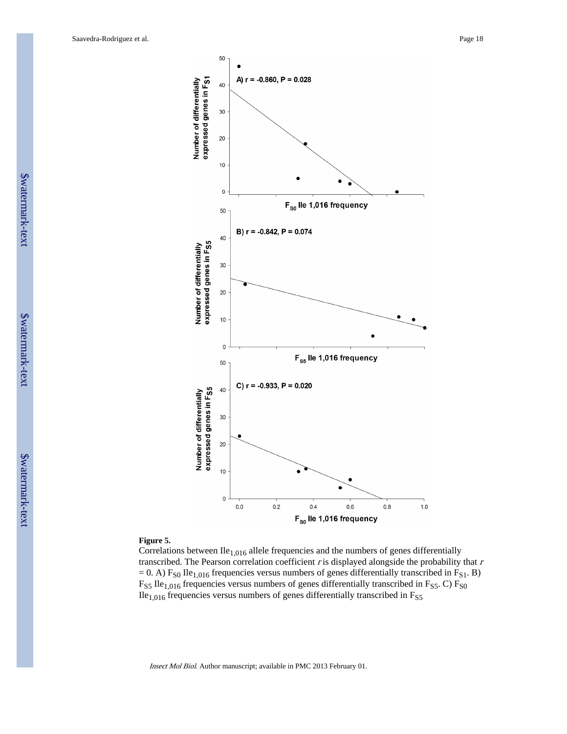**Figure 5.**

Correlations between $Ile_{1,016}$ allele frequencies and the numbers of genes differentially transcribed. The Pearson correlation coefficient *r* is displayed alongside the probability that *r* = 0. A) $F_{S0}$ $Ile_{1,016}$ frequencies versus numbers of genes differentially transcribed in $F_{S1}$. B) $F_{S5}$ $Ile_{1,016}$ frequencies versus numbers of genes differentially transcribed in $F_{S5}$. C) $F_{S0}$ $Ile_{1,016}$ frequencies versus numbers of genes differentially transcribed in $F_{S5}$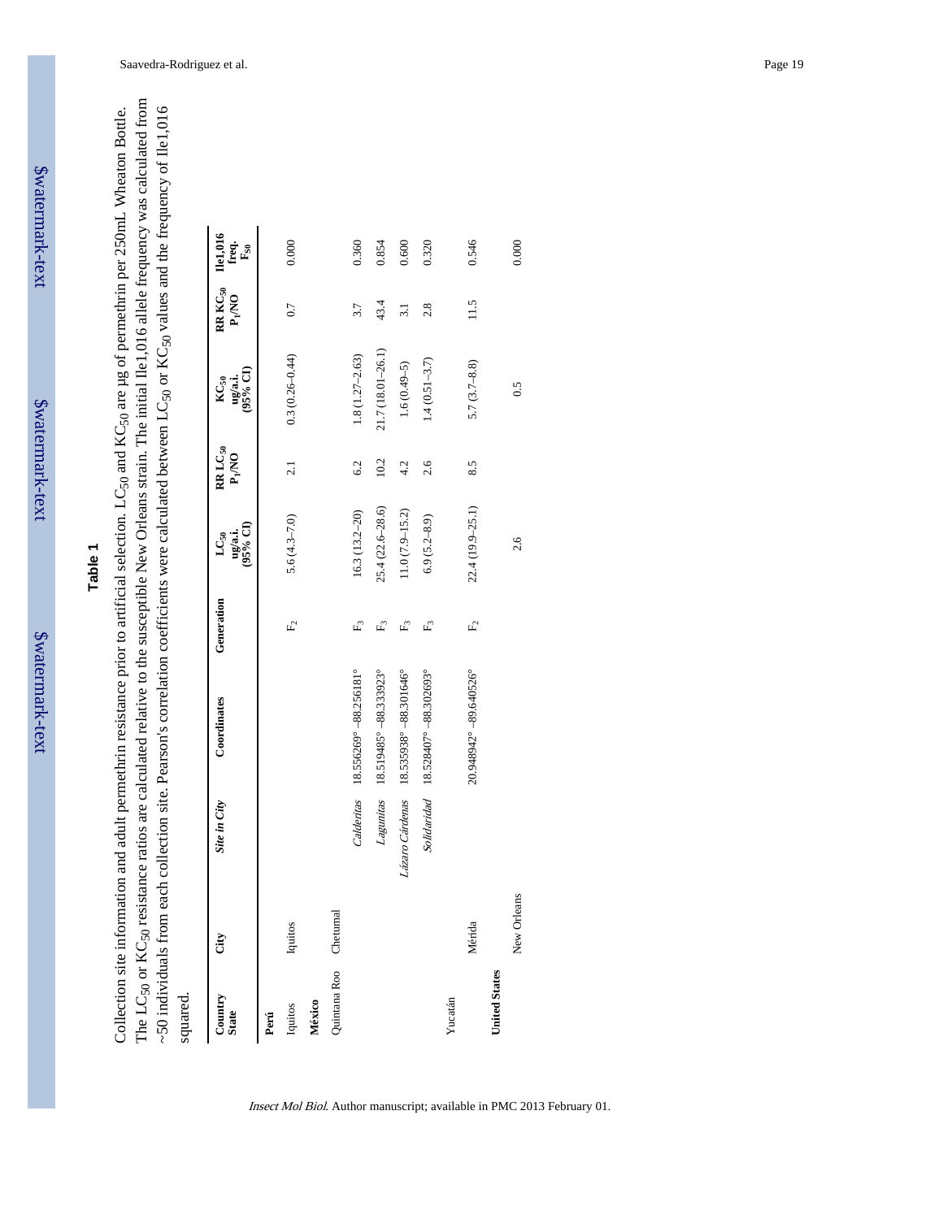## Table 1

Collection site information and adult permethrin resistance prior to artificial selection. $LC_{50}$ and $KC_{50}$ are µg of permethrin per 250mL Wheaton Bottle. The $LC_{50}$ or $KC_{50}$ resistance ratios are calculated relative to the susceptible New Orleans strain. The initial Ile1,016 allele frequency was calculated from ~50 individuals from each collection site. Pearson's correlation coefficients were calculated between $LC_{50}$ or $KC_{50}$ values and the frequency of Ile1,016 squared.

| Country State | City | *Site in City* | Coordinates | Generation | $LC_{50}$ ug/a.i. (95% CI) | RR $LC_{50}$ $P_1$/NO | $KC_{50}$ ug/a.i. (95% CI) | RR $KC_{50}$ $P_1$/NO | Ile1,016 freq. $F_{50}$ |
|---|---|---|---|---|---|---|---|---|---|
| **Perú** | | | | | | | | | |
| Iquitos | Iquitos | | | $F_2$ | 5.6 (4.3–7.0) | 2.1 | 0.3 (0.26–0.44) | 0.7 | 0.000 |
| **México** | | | | | | | | | |
| Quintana Roo | Chetumal | | | | | | | | |
| | | *Calderitas* | 18.556269° −88.256181° | $F_3$ | 16.3 (13.2–20) | 6.2 | 1.8 (1.27–2.63) | 3.7 | 0.360 |
| | | *Lagunitas* | 18.519485° −88.333923° | $F_3$ | 25.4 (22.6–28.6) | 10.2 | 21.7 (18.01–26.1) | 43.4 | 0.854 |
| | | *Lázaro Cárdenas* | 18.535938° −88.301646° | $F_3$ | 11.0 (7.9–15.2) | 4.2 | 1.6 (0.49–5) | 3.1 | 0.600 |
| | | *Solidaridad* | 18.528407° −88.302693° | $F_3$ | 6.9 (5.2–8.9) | 2.6 | 1.4 (0.51–3.7) | 2.8 | 0.320 |
| Yucatán | | | | | | | | | |
| | Mérida | | 20.948942° −89.640526° | $F_2$ | 22.4 (19.9–25.1) | 8.5 | 5.7 (3.7–8.8) | 11.5 | 0.546 |
| **United States** | | | | | | | | | |
| | New Orleans | | | | 2.6 | | 0.5 | | 0.000 |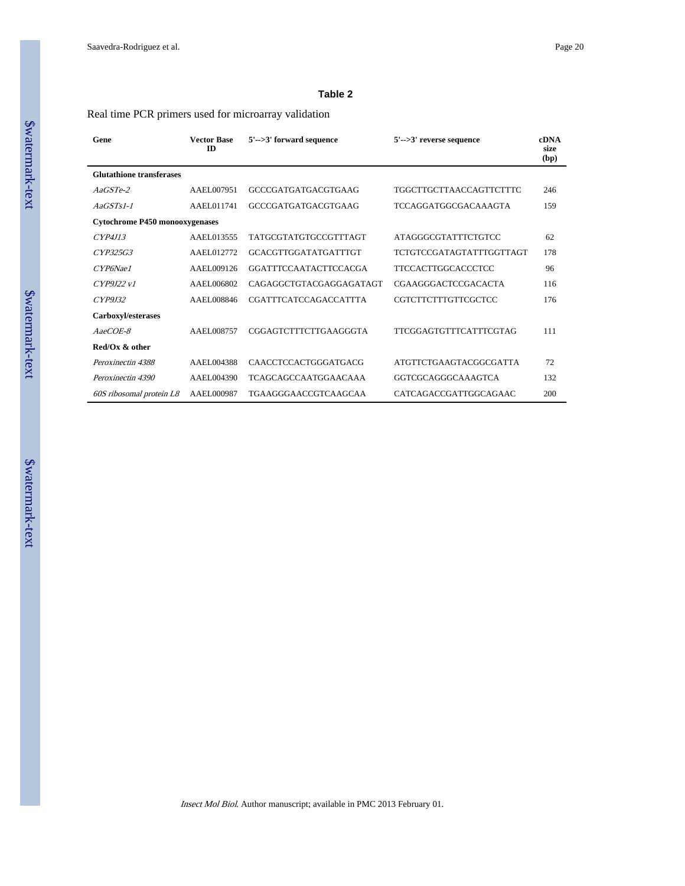## Table 2

Real time PCR primers used for microarray validation

| Gene | Vector Base ID | 5'-->3' forward sequence | 5'-->3' reverse sequence | cDNA size (bp) |
|---|---|---|---|---|
| **Glutathione transferases** | | | | |
| *AaGSTe-2* | AAEL007951 | GCCCGATGATGACGTGAAG | TGGCTTGCTTAACCAGTTCTTTC | 246 |
| *AaGSTs1-1* | AAEL011741 | GCCCGATGATGACGTGAAG | TCCAGGATGGCGACAAAGTA | 159 |
| **Cytochrome P450 monooxygenases** | | | | |
| *CYP4J13* | AAEL013555 | TATGCGTATGTGCCGTTTAGT | ATAGGGCGTATTTCTGTCC | 62 |
| *CYP325G3* | AAEL012772 | GCACGTTGGATATGATTTGT | TCTGTCCGATAGTATTTGGTTAGT | 178 |
| *CYP6Nae1* | AAEL009126 | GGATTTCCAATACTTCCACGA | TTCCACTTGGCACCCTCC | 96 |
| *CYP9J22 v1* | AAEL006802 | CAGAGGCTGTACGAGGAGATAGT | CGAAGGGACTCCGACACTA | 116 |
| *CYP9J32* | AAEL008846 | CGATTTCATCCAGACCATTTA | CGTCTTCTTTGTTCGCTCC | 176 |
| **Carboxyl/esterases** | | | | |
| *AaeCOE-8* | AAEL008757 | CGGAGTCTTTCTTGAAGGGTA | TTCGGAGTGTTTCATTTCGTAG | 111 |
| **Red/Ox & other** | | | | |
| *Peroxinectin 4388* | AAEL004388 | CAACCTCCACTGGGATGACG | ATGTTCTGAAGTACGGCGATTA | 72 |
| *Peroxinectin 4390* | AAEL004390 | TCAGCAGCCAATGGAACAAA | GGTCGCAGGGCAAAGTCA | 132 |
| *60S ribosomal protein L8* | AAEL000987 | TGAAGGGAACCGTCAAGCAA | CATCAGACCGATTGGCAGAAC | 200 |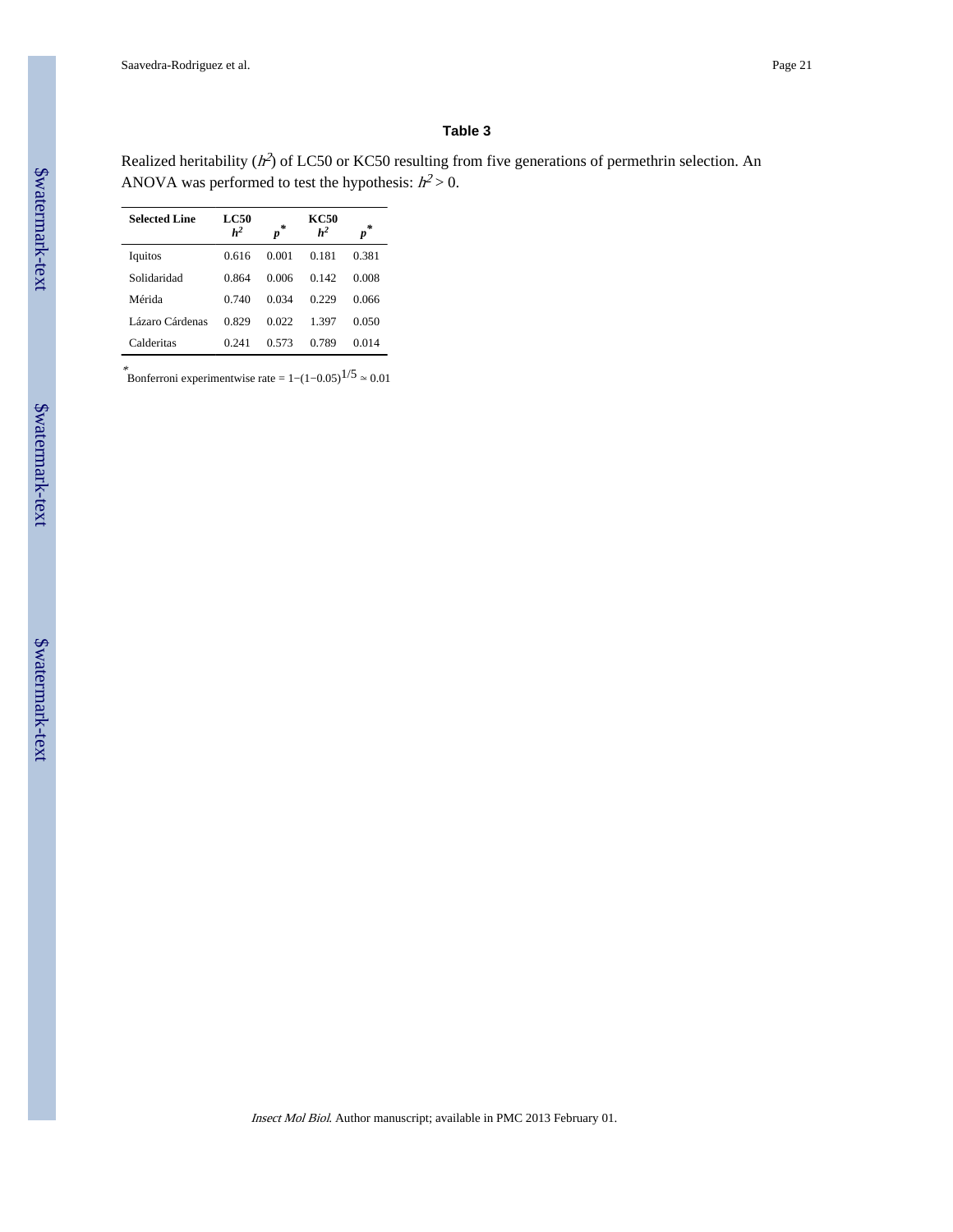### Table 3

Realized heritability ($h^2$) of LC50 or KC50 resulting from five generations of permethrin selection. An ANOVA was performed to test the hypothesis: $h^2 > 0$.

| Selected Line | LC50 $h^2$ | $p^*$ | KC50 $h^2$ | $p^*$ |
|---|---|---|---|---|
| Iquitos | 0.616 | 0.001 | 0.181 | 0.381 |
| Solidaridad | 0.864 | 0.006 | 0.142 | 0.008 |
| Mérida | 0.740 | 0.034 | 0.229 | 0.066 |
| Lázaro Cárdenas | 0.829 | 0.022 | 1.397 | 0.050 |
| Calderitas | 0.241 | 0.573 | 0.789 | 0.014 |

*Bonferroni experimentwise rate = $1-(1-0.05)^{1/5} \simeq 0.01$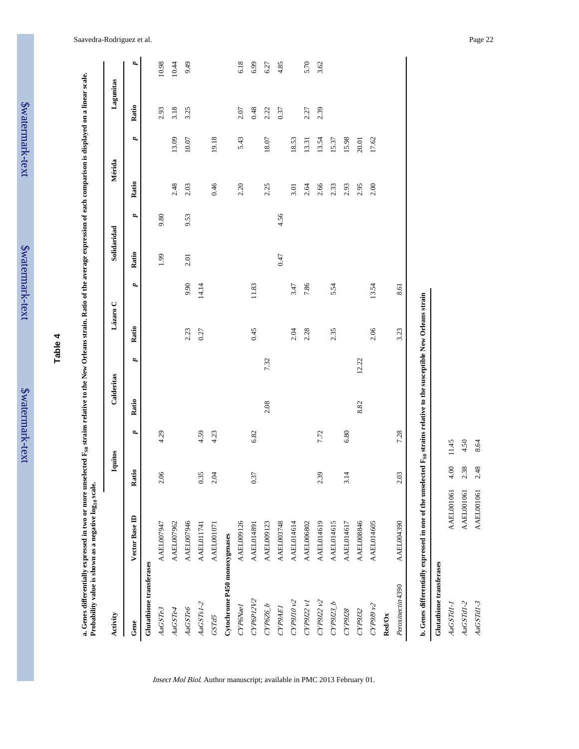# Table 4

**a. Genes differentially expressed in two or more unselected $F_{S0}$ strains relative to the New Orleans strain. Ratio of the average expression of each comparison is displayed on a linear scale. Probability value is shown as a negative $log_{10}$ scale.**

| Activity | | Iquitos | | Calderitas | | Lázaro C | | Solidaridad | | Mérida | | Lagunitas | |
|---|---|---|---|---|---|---|---|---|---|---|---|---|---|
| Gene | Vector Base ID | Ratio | *p* | Ratio | *p* | Ratio | *p* | Ratio | *p* | Ratio | *p* | Ratio | *p* |
| **Glutathione transferases** | | | | | | | | | | | | | |
| *AaGSTe3* | AAEL007947 | 2.06 | 4.29 | | | | | 1.99 | 9.80 | | | 2.93 | 10.98 |
| *AaGSTe4* | AAEL007962 | | | | | | | | | 2.48 | 13.09 | 3.18 | 10.44 |
| *AaGSTe6* | AAEL007946 | | | | | 2.23 | 9.90 | 2.01 | 9.53 | 2.03 | 10.07 | 3.25 | 9.49 |
| *AaGSTs1-2* | AAEL011741 | 0.35 | 4.59 | | | 0.27 | 14.14 | | | | | | |
| *GSTd5* | AAEL001071 | 2.04 | 4.23 | | | | | | | 0.46 | 19.18 | | |
| **Cytochrome P450 monoxygenases** | | | | | | | | | | | | | |
| *CYP6Nae1* | AAEL009126 | | | | | | | | | 2.20 | 5.43 | 2.07 | 6.18 |
| *CYP6P12V2* | AAEL014891 | 0.37 | 6.82 | | | 0.45 | 11.83 | | | | | 0.48 | 6.99 |
| *CYP6Z6_b* | AAEL009123 | | | 2.08 | 7.32 | | | | | 2.25 | 18.07 | 2.22 | 6.27 |
| *CYP9AE1* | AAEL003748 | | | | | | | 0.47 | 4.56 | | | 0.37 | 4.85 |
| *CYP9J10 v2* | AAEL014614 | | | | | 2.04 | 3.47 | | | 3.01 | 18.53 | | |
| *CYP9J22 v1* | AAEL006802 | | | | | 2.28 | 7.86 | | | 2.64 | 13.31 | 2.27 | 5.70 |
| *CYP9J22 v2* | AAEL014619 | 2.39 | 7.72 | | | | | | | 2.66 | 13.54 | 2.39 | 3.62 |
| *CYP9J23_b* | AAEL014615 | | | | | 2.35 | 5.54 | | | 2.33 | 15.37 | | |
| *CYP9J28* | AAEL014617 | 3.14 | 6.80 | | | | | | | 2.93 | 15.98 | | |
| *CYP9J32* | AAEL008846 | | | 8.82 | 12.22 | | | | | 2.95 | 20.01 | | |
| *CYP9J9 v2* | AAEL014605 | | | | | 2.06 | 13.54 | | | 2.00 | 17.62 | | |
| **Red/Ox** | | | | | | | | | | | | | |
| *Peroxinectin* 4390 | AAEL004390 | 2.03 | 7.28 | | | 3.23 | 8.61 | | | | | | |

**b. Genes differentially expressed in one of the unselected $F_{S0}$ strains relative to the susceptible New Orleans strain**

| | | | |
|---|---|---|---|
| **Glutathione transferases** | | | |
| *AaGSTd1-1* | AAEL001061 | 4.00 | 11.45 |
| *AaGSTd1-2* | AAEL001061 | 2.38 | 4.50 |
| *AaGSTd1-3* | AAEL001061 | 2.48 | 8.64 |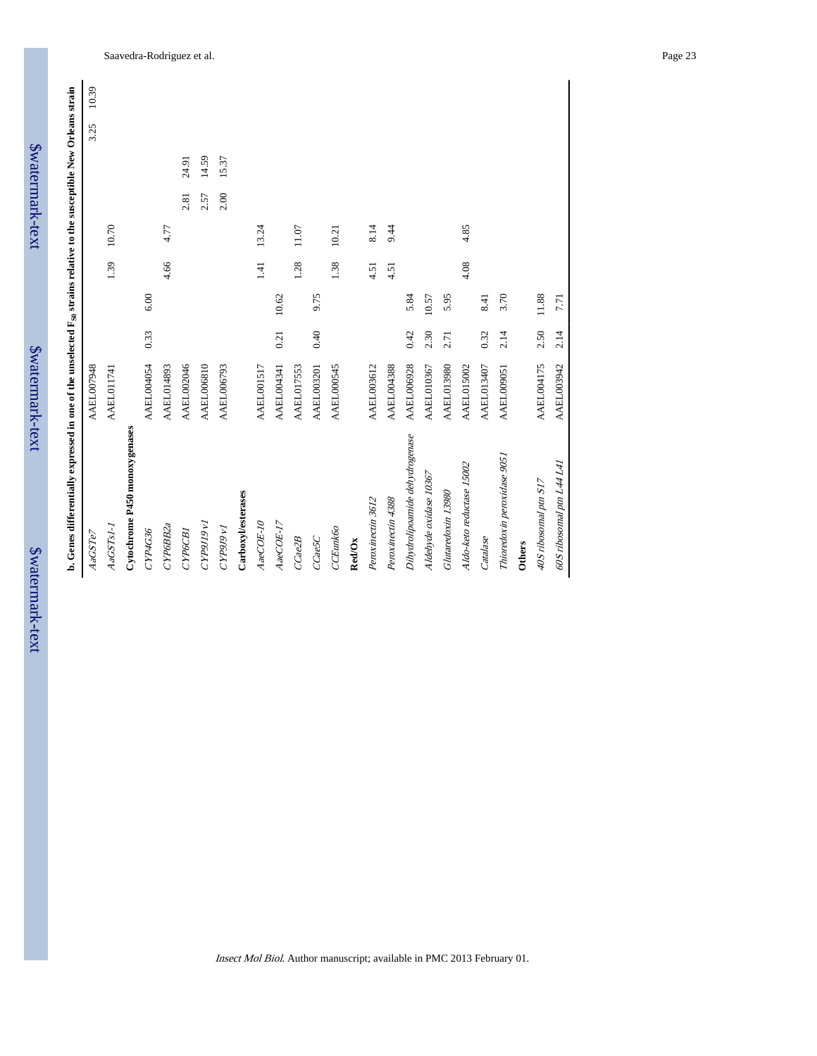**b. Genes differentially expressed in one of the unselected $F_{50}$ strains relative to the susceptible New Orleans strain**

| | | | | | | | | | |
|---|---|---|---|---|---|---|---|---|---|
| *AaGSTe7* | AAEL007948 | | | | | | | 3.25 | 10.39 |
| *AaGSTs1-1* | AAEL011741 | | | 1.39 | 10.70 | | | | |
| **Cytochrome P450 monooxygenases** | | | | | | | | | |
| *CYP4G36* | AAEL004054 | 0.33 | 6.00 | | | | | | |
| *CYP6BB2a* | AAEL014893 | | | 4.66 | 4.77 | | | | |
| *CYP6CB1* | AAEL002046 | | | | | 2.81 | 24.91 | | |
| *CYP9J19 v1* | AAEL006810 | | | | | 2.57 | 14.59 | | |
| *CYP9J9 v1* | AAEL006793 | | | | | 2.00 | 15.37 | | |
| **Carboxyl/esterases** | | | | | | | | | |
| *AaeCOE-10* | AAEL001517 | | | 1.41 | 13.24 | | | | |
| *AaeCOE-17* | AAEL004341 | 0.21 | 10.62 | | | | | | |
| *CCae2B* | AAEL017553 | | | 1.28 | 11.07 | | | | |
| *CCae5C* | AAEL003201 | 0.40 | 9.75 | | | | | | |
| *CCEunk6o* | AAEL000545 | | | 1.38 | 10.21 | | | | |
| **Red/Ox** | | | | | | | | | |
| *Peroxinectin 3612* | AAEL003612 | | | 4.51 | 8.14 | | | | |
| *Peroxinectin 4388* | AAEL004388 | | | 4.51 | 9.44 | | | | |
| *Dihydrolipoamide dehydrogenase* | AAEL006928 | 0.42 | 5.84 | | | | | | |
| *Aldehyde oxidase 10367* | AAEL010367 | 2.30 | 10.57 | | | | | | |
| *Glutaredoxin 13980* | AAEL013980 | 2.71 | 5.95 | | | | | | |
| *Aldo-keto reductase 15002* | AAEL015002 | | | 4.08 | 4.85 | | | | |
| *Catalase* | AAEL013407 | 0.32 | 8.41 | | | | | | |
| *Thioredoxin peroxidase 9051* | AAEL009051 | 2.14 | 3.70 | | | | | | |
| **Others** | | | | | | | | | |
| *40S ribosomal ptn S17* | AAEL004175 | 2.50 | 11.88 | | | | | | |
| *60S ribosomal ptn L44 L41* | AAEL003942 | 2.14 | 7.71 | | | | | | |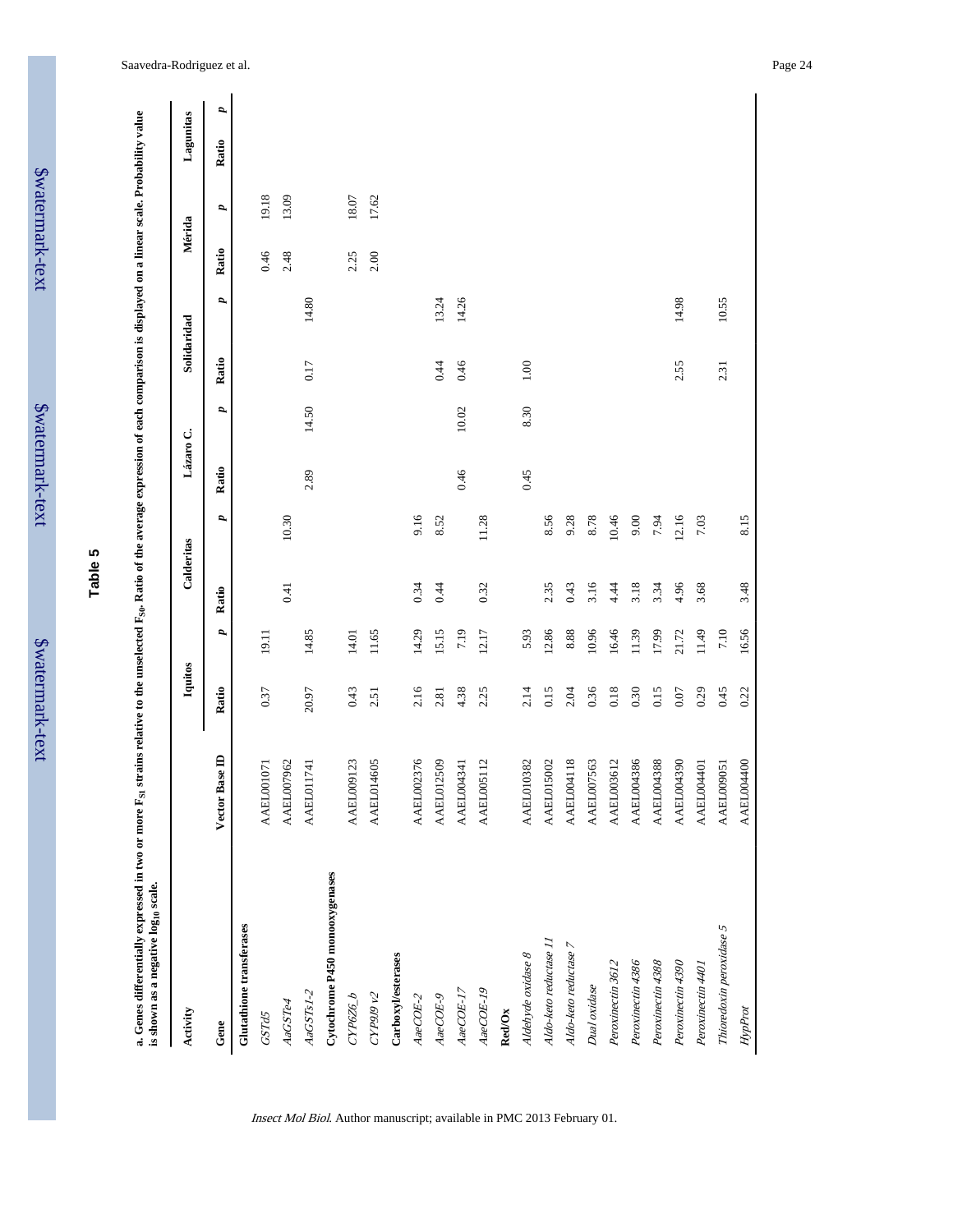## Table 5

**a. Genes differentially expressed in two or more $F_{S1}$ strains relative to the unselected $F_{S0}$. Ratio of the average expression of each comparison is displayed on a linear scale. Probability value is shown as a negative $\log_{10}$ scale.**

| Activity | | Iquitos | | Calderitas | | Lázaro C. | | Solidaridad | | Mérida | | Lagunitas | |
|---|---|---|---|---|---|---|---|---|---|---|---|---|---|
| **Gene** | **Vector Base ID** | **Ratio** | ***p*** | **Ratio** | ***p*** | **Ratio** | ***p*** | **Ratio** | ***p*** | **Ratio** | ***p*** | **Ratio** | ***p*** |
| **Glutathione transferases** | | | | | | | | | | | | | |
| *GSTd5* | AAEL001071 | 0.37 | 19.11 | | | | | | | 0.46 | 19.18 | | |
| *AaGSTe4* | AAEL007962 | | | 0.41 | 10.30 | | | | | 2.48 | 13.09 | | |
| *AaGSTs1-2* | AAEL011741 | 20.97 | 14.85 | | | 2.89 | 14.50 | 0.17 | 14.80 | | | | |
| **Cytochrome P450 monooxygenases** | | | | | | | | | | | | | |
| *CYP6Z6_b* | AAEL009123 | 0.43 | 14.01 | | | | | | | 2.25 | 18.07 | | |
| *CYP9J9 v2* | AAEL014605 | 2.51 | 11.65 | | | | | | | 2.00 | 17.62 | | |
| **Carboxyl/esterases** | | | | | | | | | | | | | |
| *AaeCOE-2* | AAEL002376 | 2.16 | 14.29 | 0.34 | 9.16 | | | | | | | | |
| *AaeCOE-9* | AAEL012509 | 2.81 | 15.15 | 0.44 | 8.52 | | | 0.44 | 13.24 | | | | |
| *AaeCOE-17* | AAEL004341 | 4.38 | 7.19 | | | 0.46 | 10.02 | 0.46 | 14.26 | | | | |
| *AaeCOE-19* | AAEL005112 | 2.25 | 12.17 | 0.32 | 11.28 | | | | | | | | |
| **Red/Ox** | | | | | | | | | | | | | |
| *Aldehyde oxidase 8* | AAEL010382 | 2.14 | 5.93 | | | 0.45 | 8.30 | 1.00 | | | | | |
| *Aldo-keto reductase 11* | AAEL015002 | 0.15 | 12.86 | 2.35 | 8.56 | | | | | | | | |
| *Aldo-keto reductase 7* | AAEL004118 | 2.04 | 8.88 | 0.43 | 9.28 | | | | | | | | |
| *Dual oxidase* | AAEL007563 | 0.36 | 10.96 | 3.16 | 8.78 | | | | | | | | |
| *Peroxinectin 3612* | AAEL003612 | 0.18 | 16.46 | 4.44 | 10.46 | | | | | | | | |
| *Peroxinectin 4386* | AAEL004386 | 0.30 | 11.39 | 3.18 | 9.00 | | | | | | | | |
| *Peroxinectin 4388* | AAEL004388 | 0.15 | 17.99 | 3.34 | 7.94 | | | | | | | | |
| *Peroxinectin 4390* | AAEL004390 | 0.07 | 21.72 | 4.96 | 12.16 | | | 2.55 | 14.98 | | | | |
| *Peroxinectin 4401* | AAEL004401 | 0.29 | 11.49 | 3.68 | 7.03 | | | | | | | | |
| *Thioredoxin peroxidase 5* | AAEL009051 | 0.45 | 7.10 | | | | | 2.31 | 10.55 | | | | |
| *HypProt* | AAEL004400 | 0.22 | 16.56 | 3.48 | 8.15 | | | | | | | | |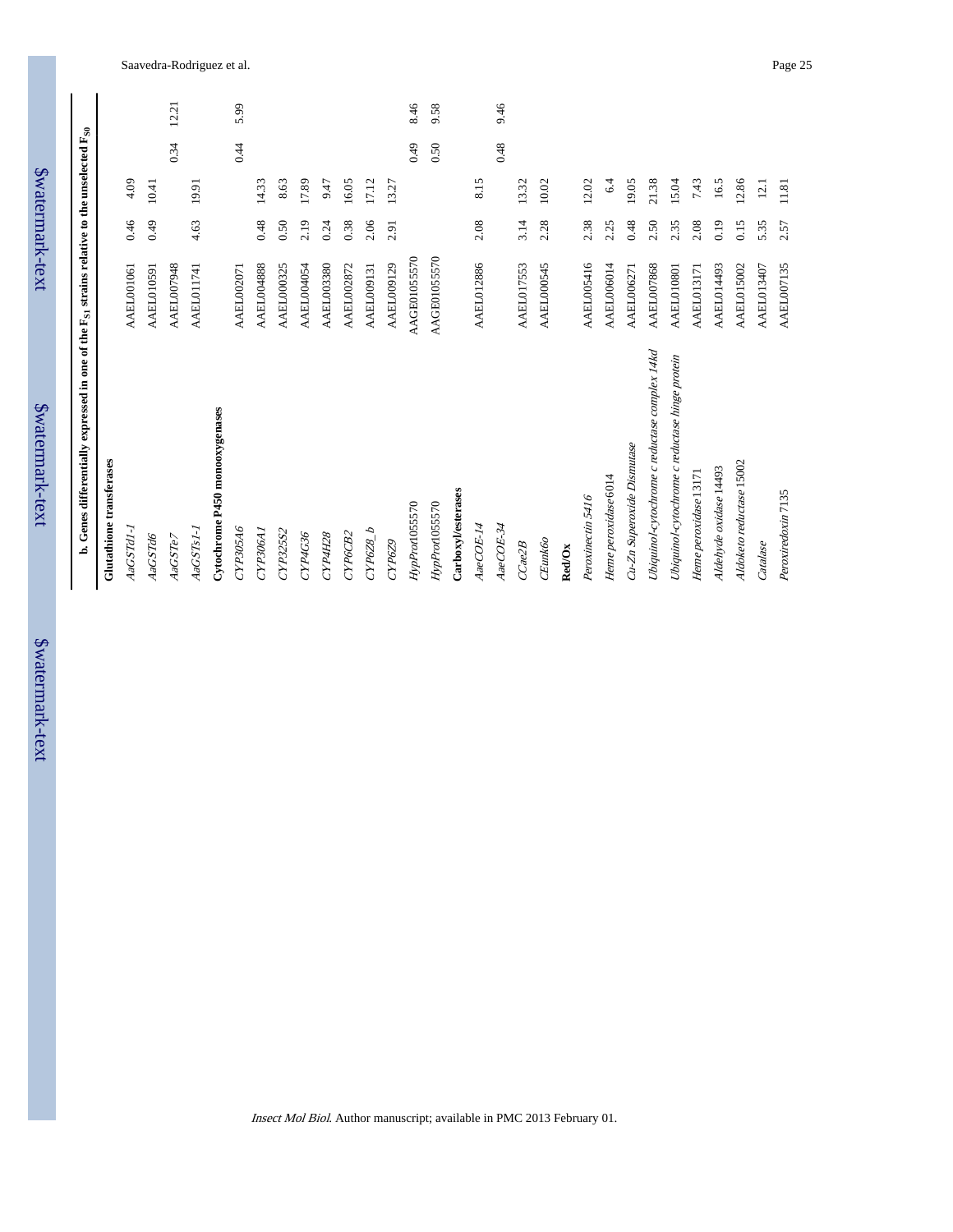**b. Genes differentially expressed in one of the $F_{S1}$ strains relative to the unselected $F_{S0}$**

| | | | | | |
|---|---|---|---|---|---|
| **Glutathione transferases** | | | | | |
| *AaGSTd1-1* | AAEL001061 | 0.46 | 4.09 | | |
| *AaGSTd6* | AAEL010591 | 0.49 | 10.41 | | |
| *AaGSTe7* | AAEL007948 | | | 0.34 | 12.21 |
| *AaGSTs1-1* | AAEL011741 | 4.63 | 19.91 | | |
| **Cytochrome P450 monooxygenases** | | | | | |
| *CYP305A6* | AAEL002071 | | | 0.44 | 5.99 |
| *CYP306A1* | AAEL004888 | 0.48 | 14.33 | | |
| *CYP325S2* | AAEL000325 | 0.50 | 8.63 | | |
| *CYP4G36* | AAEL004054 | 2.19 | 17.89 | | |
| *CYP4H28* | AAEL003380 | 0.24 | 9.47 | | |
| *CYP6CB2* | AAEL002872 | 0.38 | 16.05 | | |
| *CYP6Z8_b* | AAEL009131 | 2.06 | 17.12 | | |
| *CYP6Z9* | AAEL009129 | 2.91 | 13.27 | | |
| *HypProt*1055570 | AAGE01055570 | | | 0.49 | 8.46 |
| *HypProt*1055570 | AAGE01055570 | | | 0.50 | 9.58 |
| **Carboxyl/esterases** | | | | | |
| *AaeCOE-14* | AAEL012886 | 2.08 | 8.15 | | |
| *AaeCOE-34* | | | | 0.48 | 9.46 |
| *CCae2B* | AAEL017553 | 3.14 | 13.32 | | |
| *CEunk6o* | AAEL000545 | 2.28 | 10.02 | | |
| **Red/Ox** | | | | | |
| *Peroxinectin 5416* | AAEL005416 | 2.38 | 12.02 | | |
| *Heme peroxidase* 6014 | AAEL006014 | 2.25 | 6.4 | | |
| *Cu-Zn Superoxide Dismutase* | AAEL006271 | 0.48 | 19.05 | | |
| *Ubiquinol-cytochrome c reductase complex 14kd* | AAEL007868 | 2.50 | 21.38 | | |
| *Ubiquinol-cytochrome c reductase hinge protein* | AAEL010801 | 2.35 | 15.04 | | |
| *Heme peroxidase* 13171 | AAEL013171 | 2.08 | 7.43 | | |
| *Aldehyde oxidase* 14493 | AAEL014493 | 0.19 | 16.5 | | |
| *Aldoketo reductase* 15002 | AAEL015002 | 0.15 | 12.86 | | |
| *Catalase* | AAEL013407 | 5.35 | 12.1 | | |
| *Peroxiredoxin* 7135 | AAEL007135 | 2.57 | 11.81 | | |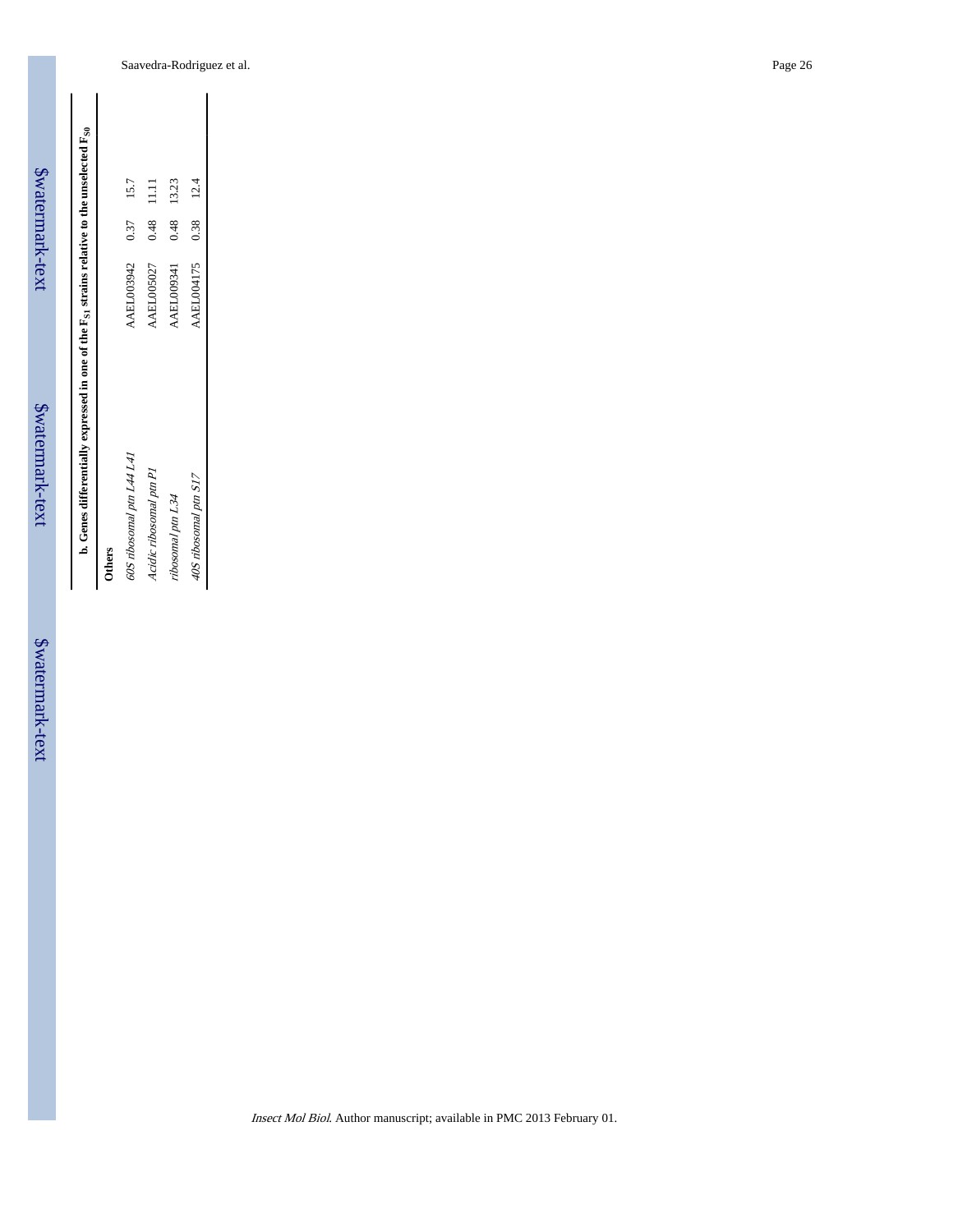| b. Genes differentially expressed in one of the $F_{S1}$ strains relative to the unselected $F_{S0}$ | | | |
|---|---|---|---|
| **Others** | | | |
| *60S ribosomal ptn L44 L41* | AAEL003942 | 0.37 | 15.7 |
| *Acidic ribosomal ptn P1* | AAEL005027 | 0.48 | 11.11 |
| *ribosomal ptn L34* | AAEL009341 | 0.48 | 13.23 |
| *40S ribosomal ptn S17* | AAEL004175 | 0.38 | 12.4 |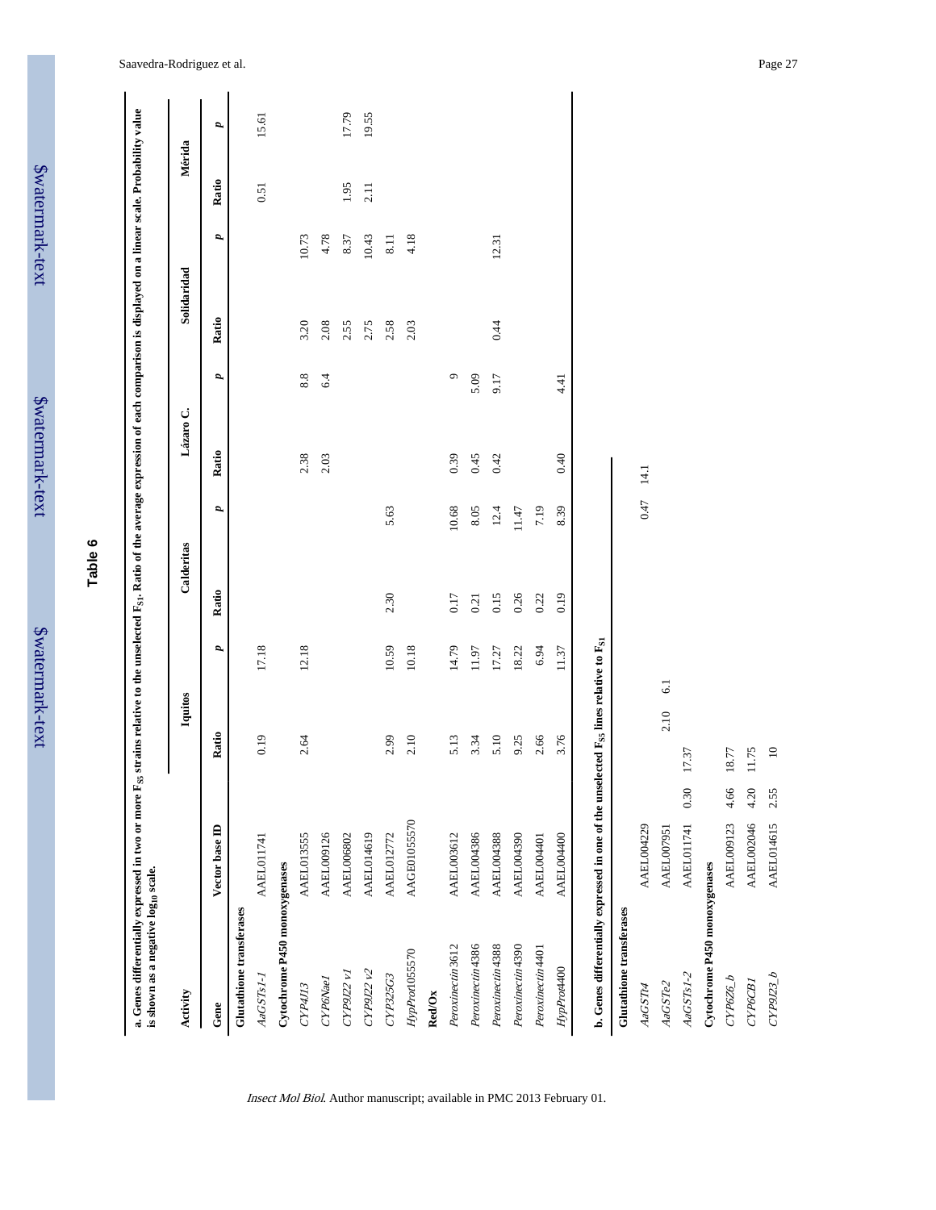# Table 6

**a. Genes differentially expressed in two or more $F_{S5}$ strains relative to the unselected $F_{S1}$. Ratio of the average expression of each comparison is displayed on a linear scale. Probability value is shown as a negative $log_{10}$ scale.**

| Activity | | Iquitos | | Calderitas | | Lázaro C. | | Solidaridad | | Mérida | |
|---|---|---|---|---|---|---|---|---|---|---|---|
| Gene | Vector base ID | Ratio | p | Ratio | p | Ratio | p | Ratio | p | Ratio | p |
| **Glutathione transferases** | | | | | | | | | | | |
| *AaGSTs1-1* | AAEL011741 | 0.19 | 17.18 | | | | | | | 0.51 | 15.61 |
| **Cytochrome P450 monoxygenases** | | | | | | | | | | | |
| *CYP4J13* | AAEL013555 | 2.64 | 12.18 | | | 2.38 | 8.8 | 3.20 | 10.73 | | |
| *CYP6Nae1* | AAEL009126 | | | | | 2.03 | 6.4 | 2.08 | 4.78 | | |
| *CYP9J22 v1* | AAEL006802 | | | | | | | 2.55 | 8.37 | 1.95 | 17.79 |
| *CYP9J22 v2* | AAEL014619 | | | | | | | 2.75 | 10.43 | 2.11 | 19.55 |
| *CYP325G3* | AAEL012772 | 2.99 | 10.59 | 2.30 | 5.63 | | | 2.58 | 8.11 | | |
| *HypProt*1055570 | AAGE01055570 | 2.10 | 10.18 | | | | | 2.03 | 4.18 | | |
| **Red/Ox** | | | | | | | | | | | |
| *Peroxinectin*3612 | AAEL003612 | 5.13 | 14.79 | 0.17 | 10.68 | 0.39 | 9 | | | | |
| *Peroxinectin*4386 | AAEL004386 | 3.34 | 11.97 | 0.21 | 8.05 | 0.45 | 5.09 | | | | |
| *Peroxinectin*4388 | AAEL004388 | 5.10 | 17.27 | 0.15 | 12.4 | 0.42 | 9.17 | 0.44 | 12.31 | | |
| *Peroxinectin*4390 | AAEL004390 | 9.25 | 18.22 | 0.26 | 11.47 | | | | | | |
| *Peroxinectin*4401 | AAEL004401 | 2.66 | 6.94 | 0.22 | 7.19 | | | | | | |
| *HypProt*4400 | AAEL004400 | 3.76 | 11.37 | 0.19 | 8.39 | 0.40 | 4.41 | | | | |

**b. Genes differentially expressed in one of the unselected $F_{S5}$ lines relative to $F_{S1}$**

| Gene | Vector base ID | Ratio | p |
|---|---|---|---|
| **Glutathione transferases** | | | |
| *AaGSTt4* | AAEL004229 | 0.47 | 14.1 |
| *AaGSTe2* | AAEL007951 | 2.10 | 6.1 |
| *AaGSTs1-2* | AAEL011741 | 0.30 | 17.37 |
| **Cytochrome P450 monoxygenases** | | | |
| *CYP6Z6_b* | AAEL009123 | 4.66 | 18.77 |
| *CYP6CB1* | AAEL002046 | 4.20 | 11.75 |
| *CYP9J23_b* | AAEL014615 | 2.55 | 10 |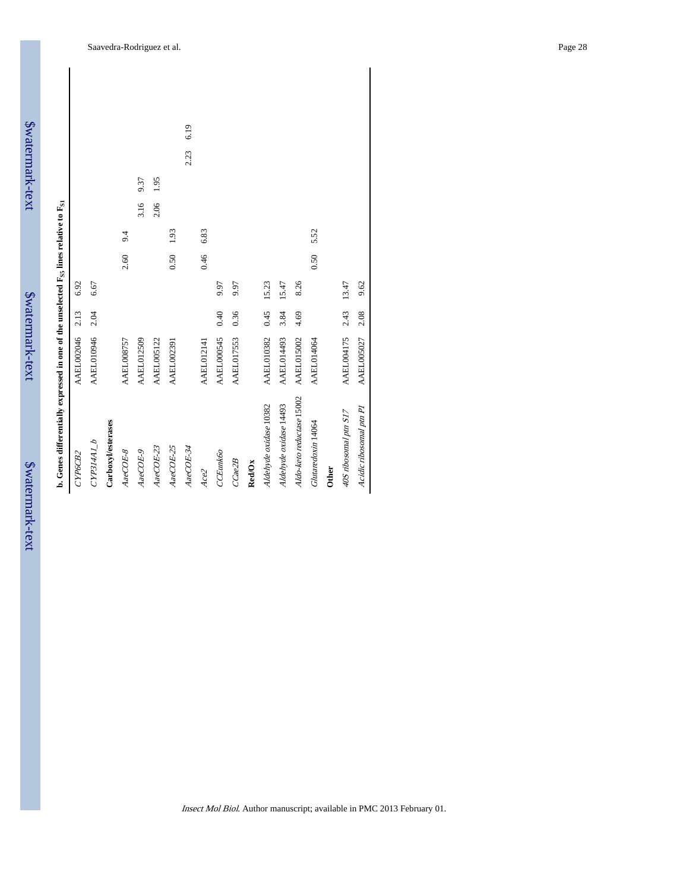**b. Genes differentially expressed in one of the unselected $F_{S5}$ lines relative to $F_{S1}$**

| | | | | | | | | | |
|---|---|---|---|---|---|---|---|---|---|
| *CYP6CB2* | AAEL002046 | 2.13 | 6.92 | | | | | | |
| *CYP314A1_b* | AAEL010946 | 2.04 | 6.67 | | | | | | |
| **Carboxyl/esterases** | | | | | | | | | |
| *AaeCOE-8* | AAEL008757 | | | 2.60 | 9.4 | | | | |
| *AaeCOE-9* | AAEL012509 | | | | | 3.16 | 9.37 | | |
| *AaeCOE-23* | AAEL005122 | | | | | 2.06 | 1.95 | | |
| *AaeCOE-25* | AAEL002391 | | | 0.50 | 1.93 | | | | |
| *AaeCOE-34* | | | | | | | | 2.23 | 6.19 |
| *Ace2* | AAEL012141 | | | 0.46 | 6.83 | | | | |
| *CCEunk6o* | AAEL000545 | 0.40 | 9.97 | | | | | | |
| *CCae2B* | AAEL017553 | 0.36 | 9.97 | | | | | | |
| **Red/Ox** | | | | | | | | | |
| *Aldehyde oxidase* 10382 | AAEL010382 | 0.45 | 15.23 | | | | | | |
| *Aldehyde oxidase* 14493 | AAEL014493 | 3.84 | 15.47 | | | | | | |
| *Aldo-keto reductase* 15002 | AAEL015002 | 4.69 | 8.26 | | | | | | |
| *Glutaredoxin* 14064 | AAEL014064 | | | 0.50 | 5.52 | | | | |
| **Other** | | | | | | | | | |
| *40S ribosomal ptn S17* | AAEL004175 | 2.43 | 13.47 | | | | | | |
| *Acidic ribosomal ptn P1* | AAEL005027 | 2.08 | 9.62 | | | | | | |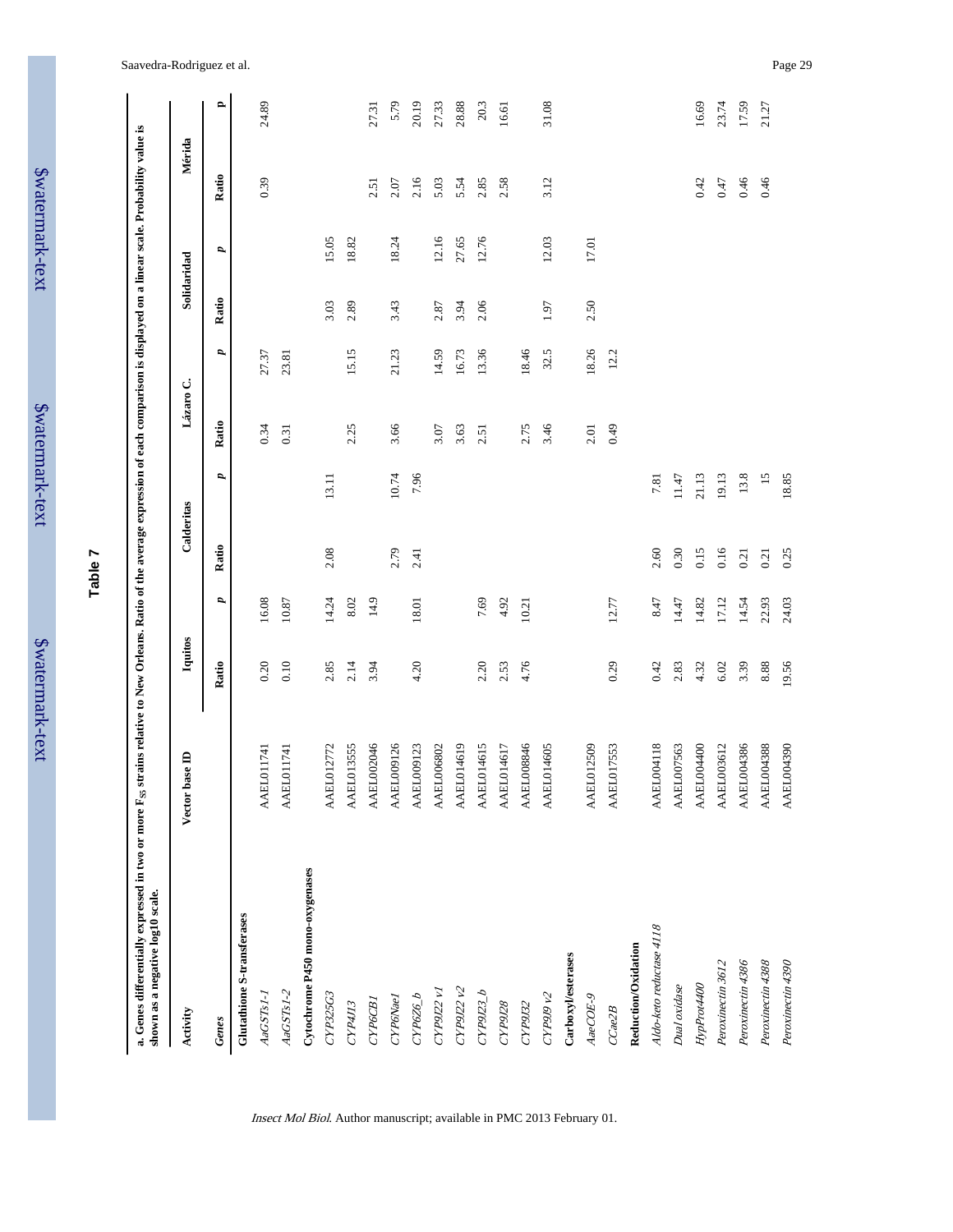## Table 7

**a. Genes differentially expressed in two or more $F_{S5}$ strains relative to New Orleans. Ratio of the average expression of each comparison is displayed on a linear scale. Probability value is shown as a negative log10 scale.**

| Activity | Vector base ID | Iquitos | | Calderitas | | Lázaro C. | | Solidaridad | | Mérida | |
|---|---|---|---|---|---|---|---|---|---|---|---|
| *Genes* | | Ratio | *p* | Ratio | *p* | Ratio | *p* | Ratio | *p* | Ratio | *p* |
| **Glutathione S-transferases** | | | | | | | | | | | |
| *AaGSTs1-1* | AAEL011741 | 0.20 | 16.08 | | | 0.34 | 27.37 | | | 0.39 | 24.89 |
| *AaGSTs1-2* | AAEL011741 | 0.10 | 10.87 | | | 0.31 | 23.81 | | | | |
| **Cytochrome P450 mono-oxygenases** | | | | | | | | | | | |
| *CYP325G3* | AAEL012772 | 2.85 | 14.24 | 2.08 | 13.11 | | | 3.03 | 15.05 | | |
| *CYP4J13* | AAEL013555 | 2.14 | 8.02 | | | 2.25 | 15.15 | 2.89 | 18.82 | | |
| *CYP6CB1* | AAEL002046 | 3.94 | 14.9 | | | | | | | 2.51 | 27.31 |
| *CYP6Nae1* | AAEL009126 | 4.20 | 18.01 | 2.79 | 10.74 | 3.66 | 21.23 | 3.43 | 18.24 | 2.07 | 5.79 |
| *CYP6Z6_b* | AAEL009123 | | | 2.41 | 7.96 | | | | | 2.16 | 20.19 |
| *CYP9J22 v1* | AAEL006802 | | | | | 3.07 | 14.59 | 2.87 | 12.16 | 5.03 | 27.33 |
| *CYP9J22 v2* | AAEL014619 | | | | | 3.63 | 16.73 | 3.94 | 27.65 | 5.54 | 28.88 |
| *CYP9J23_b* | AAEL014615 | 2.20 | 7.69 | | | 2.51 | 13.36 | 2.06 | 12.76 | 2.85 | 20.3 |
| *CYP9J28* | AAEL014617 | 2.53 | 4.92 | | | | | | | 2.58 | 16.61 |
| *CYP9J32* | AAEL008846 | 4.76 | 10.21 | | | 2.75 | 18.46 | | | | |
| *CYP9J9 v2* | AAEL014605 | | | | | 3.46 | 32.5 | 1.97 | 12.03 | 3.12 | 31.08 |
| **Carboxyl/esterases** | | | | | | | | | | | |
| *AaeCOE-9* | AAEL012509 | | | | | 2.01 | 18.26 | 2.50 | 17.01 | | |
| *CCae2B* | AAEL017553 | 0.29 | 12.77 | | | 0.49 | 12.2 | | | | |
| **Reduction/Oxidation** | | | | | | | | | | | |
| *Aldo-keto reductase 4118* | AAEL004118 | 0.42 | 8.47 | 2.60 | 7.81 | | | | | | |
| *Dual oxidase* | AAEL007563 | 2.83 | 14.47 | 0.30 | 11.47 | | | | | | |
| *HypProt4400* | AAEL004400 | 4.32 | 14.82 | 0.15 | 21.13 | | | | | 0.42 | 16.69 |
| *Peroxinectin 3612* | AAEL003612 | 6.02 | 17.12 | 0.16 | 19.13 | | | | | 0.47 | 23.74 |
| *Peroxinectin 4386* | AAEL004386 | 3.39 | 14.54 | 0.21 | 13.8 | | | | | 0.46 | 17.59 |
| *Peroxinectin 4388* | AAEL004388 | 8.88 | 22.93 | 0.21 | 15 | | | | | 0.46 | 21.27 |
| *Peroxinectin 4390* | AAEL004390 | 19.56 | 24.03 | 0.25 | 18.85 | | | | | | |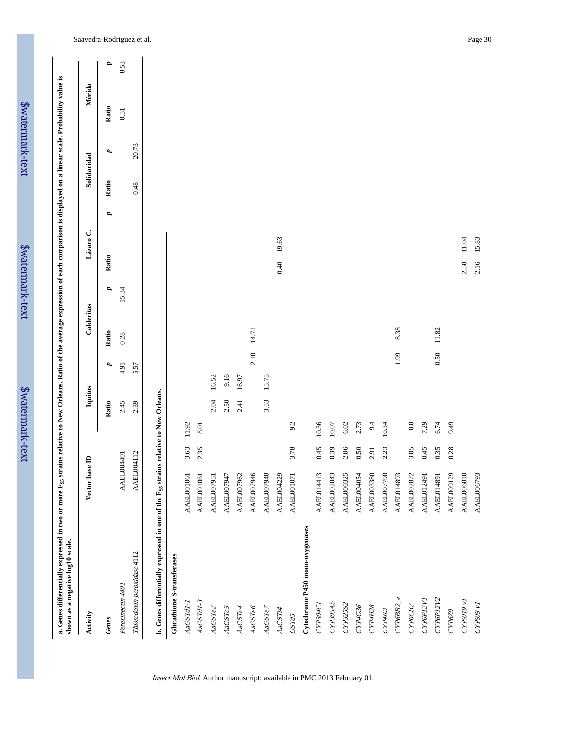**a. Genes differentially expressed in two or more $F_{s5}$ strains relative to New Orleans. Ratio of the average expression of each comparison is displayed on a linear scale. Probability value is shown as a negative log10 scale.**

| Activity | Vector base ID | Iquitos | | Calderitas | | Lázaro C. | | Solidaridad | | Mérida | |
|---|---|---|---|---|---|---|---|---|---|---|---|
| *Genes* | | Ratio | *p* | Ratio | *p* | Ratio | *p* | Ratio | *p* | Ratio | *p* |
| *Peroxinectin 4401* | AAEL004401 | 2.45 | 4.91 | 0.28 | 15.34 | | | | | 0.51 | 8.53 |
| *Thioredoxin peroxidase* 4112 | AAEL004112 | 2.39 | 5.57 | | | | | 0.48 | 20.73 | | |

**b. Genes differentially expressed in one of the $F_{s5}$ strains relative to New Orleans.**

| Activity | Vector base ID | Iquitos | | Calderitas | | Lázaro C. | | Solidaridad | | Mérida | |
|---|---|---|---|---|---|---|---|---|---|---|---|
| *Genes* | | Ratio | *p* | Ratio | *p* | Ratio | *p* | Ratio | *p* | Ratio | *p* |
| **Glutathione S-transferases** | | | | | | | | | | | |
| *AaGSTd1-1* | AAEL001061 | 3.63 | 11.92 | | | | | | | | |
| *AaGSTd1-3* | AAEL001061 | 2.35 | 8.01 | | | | | | | | |
| *AaGSTe2* | AAEL007951 | | | 2.04 | 16.52 | | | | | | |
| *AaGSTe3* | AAEL007947 | | | 2.50 | 9.16 | | | | | | |
| *AaGSTe4* | AAEL007962 | | | 2.41 | 16.97 | | | | | | |
| *AaGSTe6* | AAEL007946 | | | | | 2.10 | 14.71 | | | | |
| *AaGSTe7* | AAEL007948 | | | 3.53 | 15.75 | | | | | | |
| *AaGSTt4* | AAEL004229 | | | | | | | 0.40 | 19.63 | | |
| *GSTd5* | AAEL001071 | 3.78 | 9.2 | | | | | | | | |
| **Cytochrome P450 mono-oxygenases** | | | | | | | | | | | |
| *CYP304C1* | AAEL014413 | 0.45 | 10.36 | | | | | | | | |
| *CYP305A5* | AAEL002043 | 0.39 | 10.07 | | | | | | | | |
| *CYP325S2* | AAEL000325 | 2.06 | 6.02 | | | | | | | | |
| *CYP4G36* | AAEL004054 | 0.50 | 2.73 | | | | | | | | |
| *CYP4H28* | AAEL003380 | 2.91 | 9.4 | | | | | | | | |
| *CYP4K3* | AAEL007798 | 2.23 | 10.34 | | | | | | | | |
| *CYP6BB2_a* | AAEL014893 | | | | | 1.99 | 8.38 | | | | |
| *CYP6CB2* | AAEL002872 | 3.05 | 8.8 | | | | | | | | |
| *CYP6P12V1* | AAEL012491 | 0.45 | 7.29 | | | | | | | | |
| *CYP6P12V2* | AAEL014891 | 0.35 | 6.74 | | | 0.50 | 11.82 | | | | |
| *CYP6Z9* | AAEL009129 | 0.28 | 9.49 | | | | | | | | |
| *CYP9J19 v1* | AAEL006810 | | | | | | | 2.58 | 11.04 | | |
| *CYP9J9 v1* | AAEL006793 | | | | | | | 2.16 | 15.83 | | |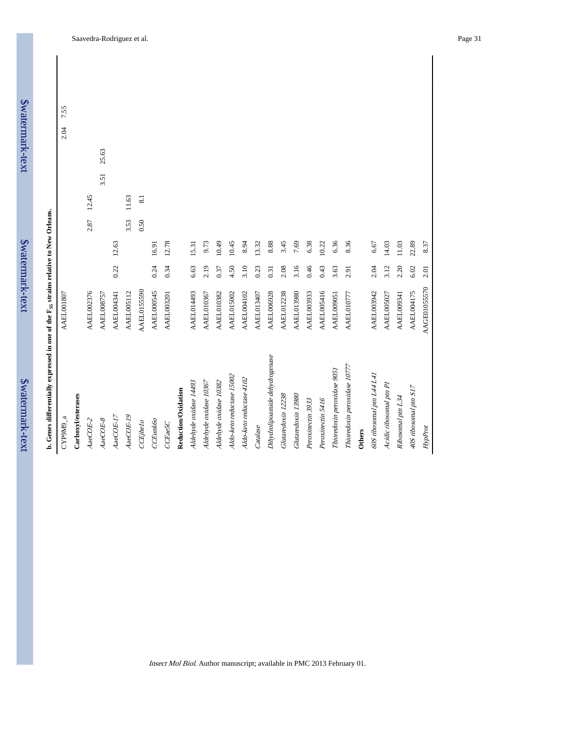**b. Genes differentially expressed in one of the $F_{55}$ strains relative to New Orleans.**

| | | | | | | | | | |
|---|---|---|---|---|---|---|---|---|---|
| CYP9M9_a | AAEL001807 | | | | | | | 2.04 | 7.55 |
| **Carboxyl/esterases** | | | | | | | | | |
| *AaeCOE-2* | AAEL002376 | | | 2.87 | 12.45 | | | | |
| *AaeCOE-8* | AAEL008757 | | | | | 3.51 | 25.63 | | |
| *AaeCOE-17* | AAEL004341 | 0.22 | 12.63 | | | | | | |
| *AaeCOE-19* | AAEL005112 | | | 3.53 | 11.63 | | | | |
| *CCEjhe1o* | AAEL0155590 | | | 0.50 | 8.1 | | | | |
| *CCEunk6o* | AAEL000545 | 0.24 | 16.91 | | | | | | |
| *CCEae5C* | AAEL003201 | 0.34 | 12.78 | | | | | | |
| **Reduction/Oxidation** | | | | | | | | | |
| *Aldehyde oxidase 14493* | AAEL014493 | 6.63 | 15.31 | | | | | | |
| *Aldehyde oxidase 10367* | AAEL010367 | 2.19 | 9.73 | | | | | | |
| *Aldehyde oxidase 10382* | AAEL010382 | 0.37 | 10.49 | | | | | | |
| *Aldo-keto reductase 15002* | AAEL015002 | 4.50 | 10.45 | | | | | | |
| *Aldo-keto reductase 4102* | AAEL004102 | 3.10 | 8.94 | | | | | | |
| *Catalase* | AAEL013407 | 0.23 | 13.32 | | | | | | |
| *Dihydrolipoamide dehydrogenase* | AAEL006928 | 0.31 | 8.88 | | | | | | |
| *Glutaredoxin 12238* | AAEL012238 | 2.08 | 3.45 | | | | | | |
| *Glutaredoxin 13980* | AAEL013980 | 3.16 | 7.69 | | | | | | |
| *Peroxinectin 3933* | AAEL003933 | 0.46 | 6.38 | | | | | | |
| *Peroxinectin 5416* | AAEL005416 | 0.43 | 10.22 | | | | | | |
| *Thioredoxin peroxidase 9051* | AAEL009051 | 3.63 | 6.36 | | | | | | |
| *Thioredoxin peroxidase 10777* | AAEL010777 | 2.91 | 8.36 | | | | | | |
| **Others** | | | | | | | | | |
| *60S ribosomal ptn L44 L41* | AAEL003942 | 2.04 | 6.67 | | | | | | |
| *Acidic ribosomal ptn P1* | AAEL005027 | 3.12 | 14.03 | | | | | | |
| *Ribosomal ptn L34* | AAEL009341 | 2.20 | 11.03 | | | | | | |
| *40S ribosomal ptn S17* | AAEL004175 | 6.02 | 22.89 | | | | | | |
| *HypProt* | AAGE01055570 | 2.01 | 8.37 | | | | | | |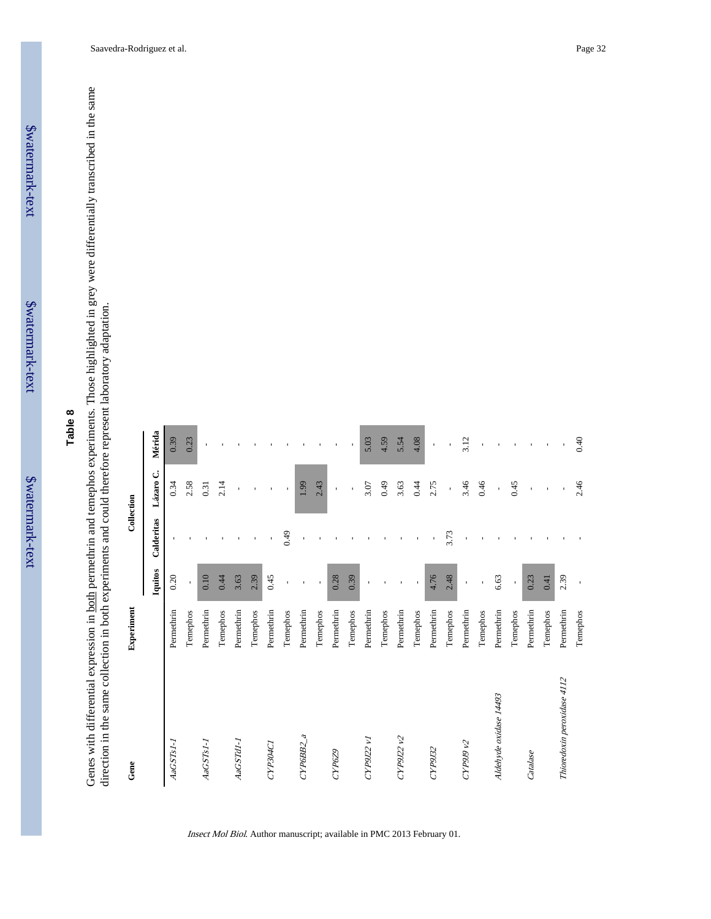## Table 8

Genes with differential expression in both permethrin and temephos experiments. Those highlighted in grey were differentially transcribed in the same direction in the same collection in both experiments and could therefore represent laboratory adaptation.

| Gene | Experiment | Collection | | | |
|---|---|---|---|---|---|
| | | Iquitos | Calderitas | Lázaro C. | Mérida |
| *AaGSTs1-1* | Permethrin | 0.20 | - | 0.34 | 0.39 |
| | Temephos | - | - | 2.58 | 0.23 |
| *AaGSTs1-1* | Permethrin | 0.10 | - | 0.31 | - |
| | Temephos | 0.44 | - | 2.14 | - |
| *AaGSTd1-1* | Permethrin | 3.63 | - | - | - |
| | Temephos | 2.39 | - | - | - |
| *CYP304C1* | Permethrin | 0.45 | - | - | - |
| | Temephos | - | 0.49 | - | - |
| *CYP6BB2_a* | Permethrin | - | - | 1.99 | - |
| | Temephos | - | - | 2.43 | - |
| *CYP6Z9* | Permethrin | 0.28 | - | - | - |
| | Temephos | 0.39 | - | - | - |
| *CYP9J22 v1* | Permethrin | - | - | 3.07 | 5.03 |
| | Temephos | - | - | 0.49 | 4.59 |
| *CYP9J22 v2* | Permethrin | - | - | 3.63 | 5.54 |
| | Temephos | - | - | 0.44 | 4.08 |
| *CYP9J32* | Permethrin | 4.76 | - | 2.75 | - |
| | Temephos | 2.48 | 3.73 | - | - |
| *CYP9J9 v2* | Permethrin | - | - | 3.46 | 3.12 |
| | Temephos | - | - | 0.46 | - |
| *Aldehyde oxidase 14493* | Permethrin | 6.63 | - | - | - |
| | Temephos | - | - | 0.45 | - |
| *Catalase* | Permethrin | 0.23 | - | - | - |
| | Temephos | 0.41 | - | - | - |
| *Thioredoxin peroxidase 4112* | Permethrin | 2.39 | - | - | - |
| | Temephos | - | - | 2.46 | 0.40 |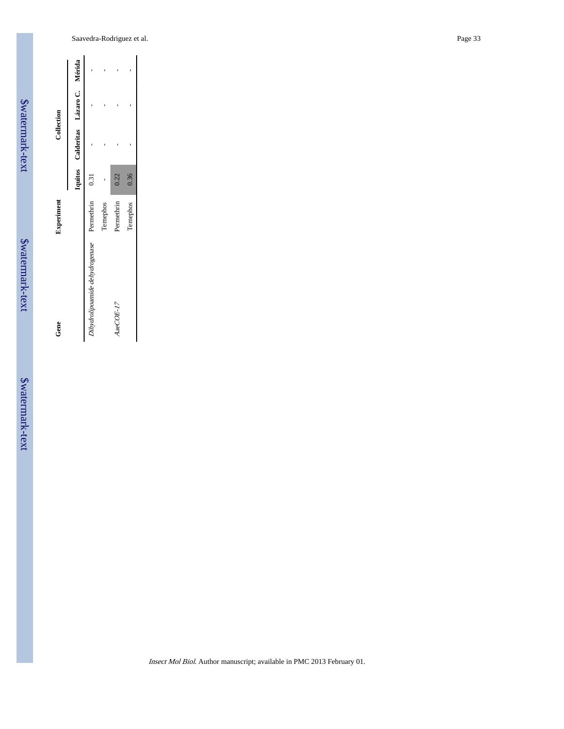| Gene | Experiment | Collection | | | |
|---|---|---|---|---|---|
| | | Iquitos | Calderitas | Lázaro C. | Mérida |
| *Dihydrolipoamide dehydrogenase* | Permethrin | 0.31 | - | - | - |
| | Temephos | - | - | - | - |
| *AaeCOE-17* | Permethrin | 0.22 | - | - | - |
| | Temephos | 0.36 | - | - | - |